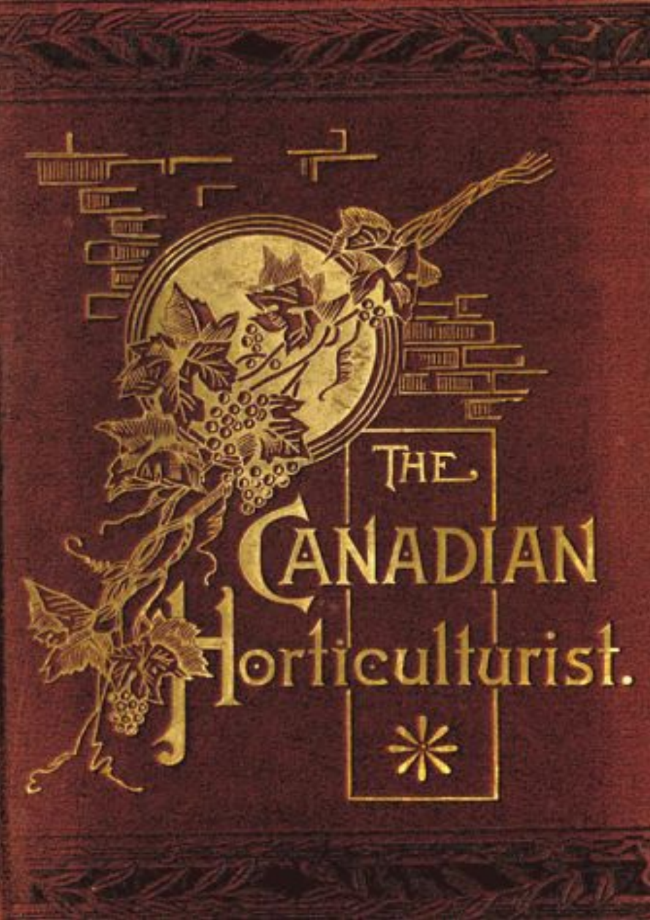# THE CANADIAN Horticulturist.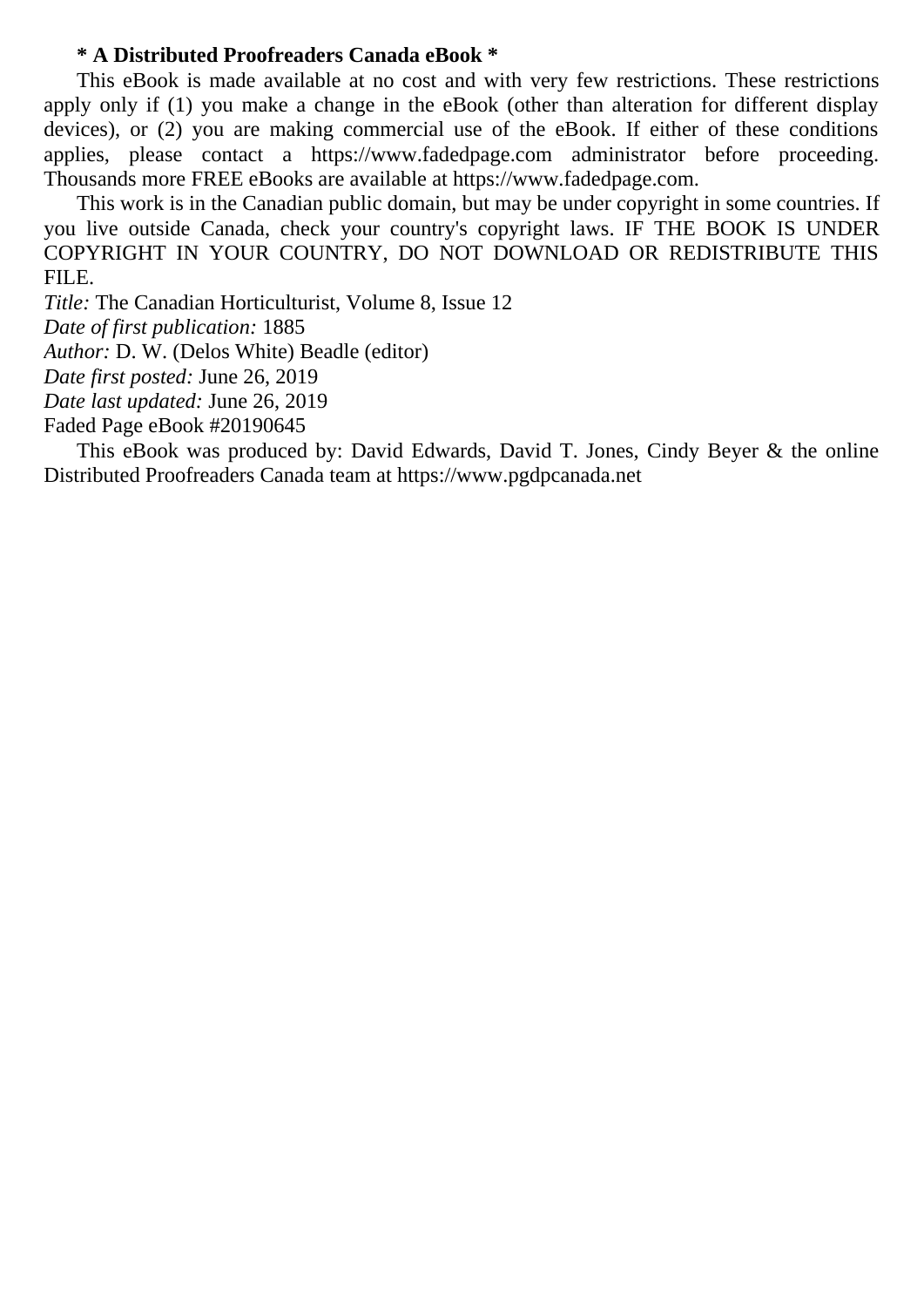**\* A Distributed Proofreaders Canada eBook \***

This eBook is made available at no cost and with very few restrictions. These restrictions apply only if (1) you make a change in the eBook (other than alteration for different display devices), or (2) you are making commercial use of the eBook. If either of these conditions applies, please contact a https://www.fadedpage.com administrator before proceeding. Thousands more FREE eBooks are available at https://www.fadedpage.com.

This work is in the Canadian public domain, but may be under copyright in some countries. If you live outside Canada, check your country's copyright laws. IF THE BOOK IS UNDER COPYRIGHT IN YOUR COUNTRY, DO NOT DOWNLOAD OR REDISTRIBUTE THIS FILE.

*Title:* The Canadian Horticulturist, Volume 8, Issue 12
*Date of first publication:* 1885
*Author:* D. W. (Delos White) Beadle (editor)
*Date first posted:* June 26, 2019
*Date last updated:* June 26, 2019
Faded Page eBook #20190645

This eBook was produced by: David Edwards, David T. Jones, Cindy Beyer & the online Distributed Proofreaders Canada team at https://www.pgdpcanada.net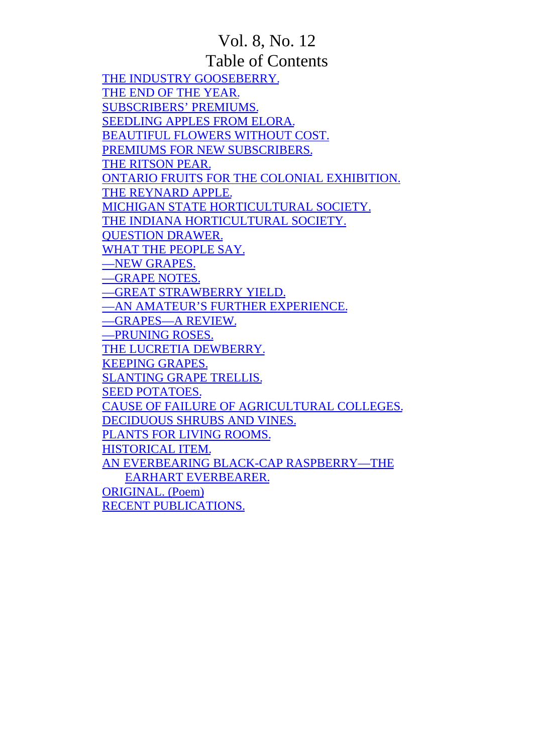# Vol. 8, No. 12

## Table of Contents

- THE INDUSTRY GOOSEBERRY.
- THE END OF THE YEAR.
- SUBSCRIBERS' PREMIUMS.
- SEEDLING APPLES FROM ELORA.
- BEAUTIFUL FLOWERS WITHOUT COST.
- PREMIUMS FOR NEW SUBSCRIBERS.
- THE RITSON PEAR.
- ONTARIO FRUITS FOR THE COLONIAL EXHIBITION.
- THE REYNARD APPLE.
- MICHIGAN STATE HORTICULTURAL SOCIETY.
- THE INDIANA HORTICULTURAL SOCIETY.
- QUESTION DRAWER.
- WHAT THE PEOPLE SAY.
- —NEW GRAPES.
- —GRAPE NOTES.
- —GREAT STRAWBERRY YIELD.
- —AN AMATEUR'S FURTHER EXPERIENCE.
- —GRAPES—A REVIEW.
- —PRUNING ROSES.
- THE LUCRETIA DEWBERRY.
- KEEPING GRAPES.
- SLANTING GRAPE TRELLIS.
- SEED POTATOES.
- CAUSE OF FAILURE OF AGRICULTURAL COLLEGES.
- DECIDUOUS SHRUBS AND VINES.
- PLANTS FOR LIVING ROOMS.
- HISTORICAL ITEM.
- AN EVERBEARING BLACK-CAP RASPBERRY—THE EARHART EVERBEARER.
- ORIGINAL. (Poem)
- RECENT PUBLICATIONS.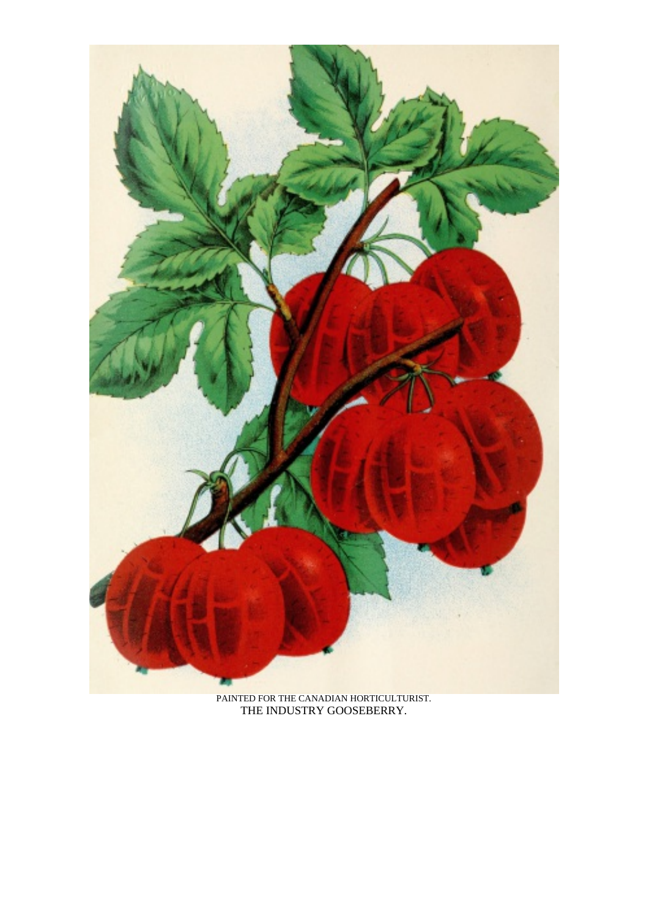PAINTED FOR THE CANADIAN HORTICULTURIST.
THE INDUSTRY GOOSEBERRY.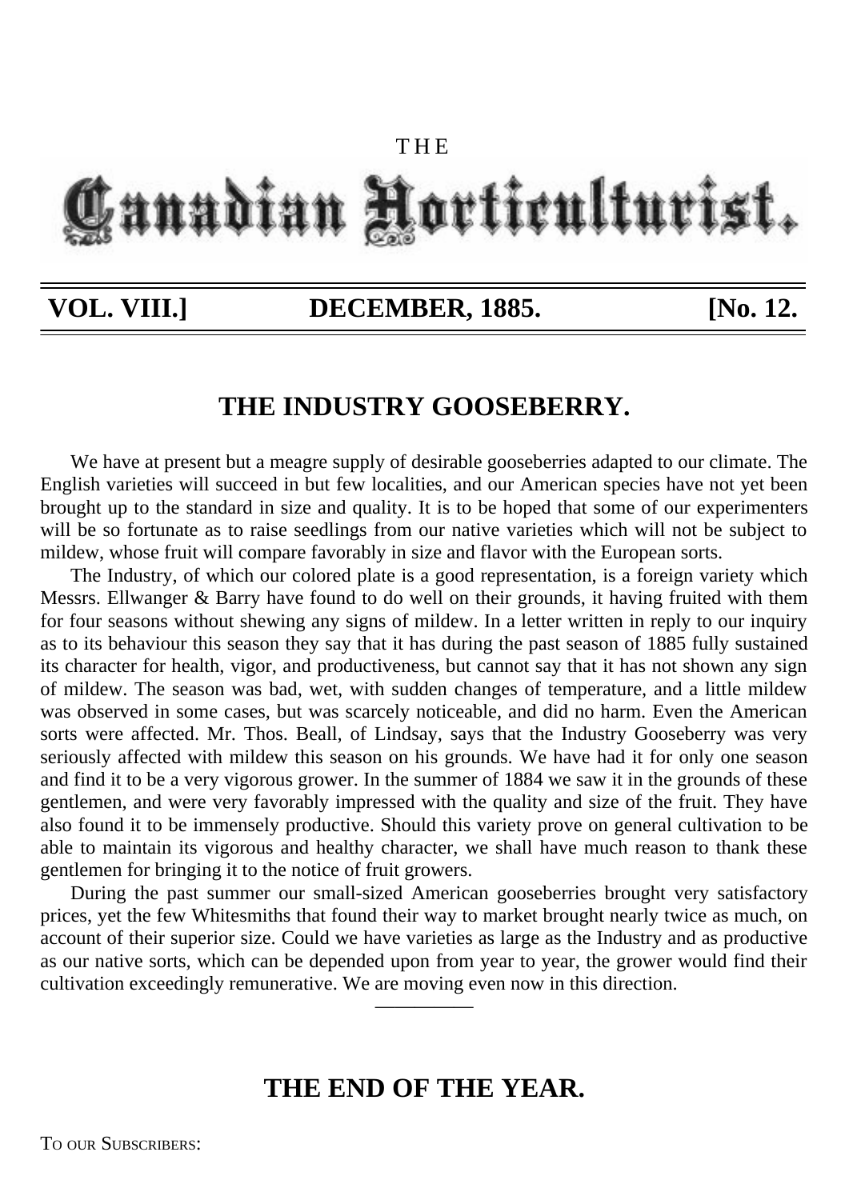THE

# Canadian Horticulturist.

**VOL. VIII.] DECEMBER, 1885. [No. 12.**

## THE INDUSTRY GOOSEBERRY.

We have at present but a meagre supply of desirable gooseberries adapted to our climate. The English varieties will succeed in but few localities, and our American species have not yet been brought up to the standard in size and quality. It is to be hoped that some of our experimenters will be so fortunate as to raise seedlings from our native varieties which will not be subject to mildew, whose fruit will compare favorably in size and flavor with the European sorts.

The Industry, of which our colored plate is a good representation, is a foreign variety which Messrs. Ellwanger & Barry have found to do well on their grounds, it having fruited with them for four seasons without shewing any signs of mildew. In a letter written in reply to our inquiry as to its behaviour this season they say that it has during the past season of 1885 fully sustained its character for health, vigor, and productiveness, but cannot say that it has not shown any sign of mildew. The season was bad, wet, with sudden changes of temperature, and a little mildew was observed in some cases, but was scarcely noticeable, and did no harm. Even the American sorts were affected. Mr. Thos. Beall, of Lindsay, says that the Industry Gooseberry was very seriously affected with mildew this season on his grounds. We have had it for only one season and find it to be a very vigorous grower. In the summer of 1884 we saw it in the grounds of these gentlemen, and were very favorably impressed with the quality and size of the fruit. They have also found it to be immensely productive. Should this variety prove on general cultivation to be able to maintain its vigorous and healthy character, we shall have much reason to thank these gentlemen for bringing it to the notice of fruit growers.

During the past summer our small-sized American gooseberries brought very satisfactory prices, yet the few Whitesmiths that found their way to market brought nearly twice as much, on account of their superior size. Could we have varieties as large as the Industry and as productive as our native sorts, which can be depended upon from year to year, the grower would find their cultivation exceedingly remunerative. We are moving even now in this direction.

---

## THE END OF THE YEAR.

To our Subscribers: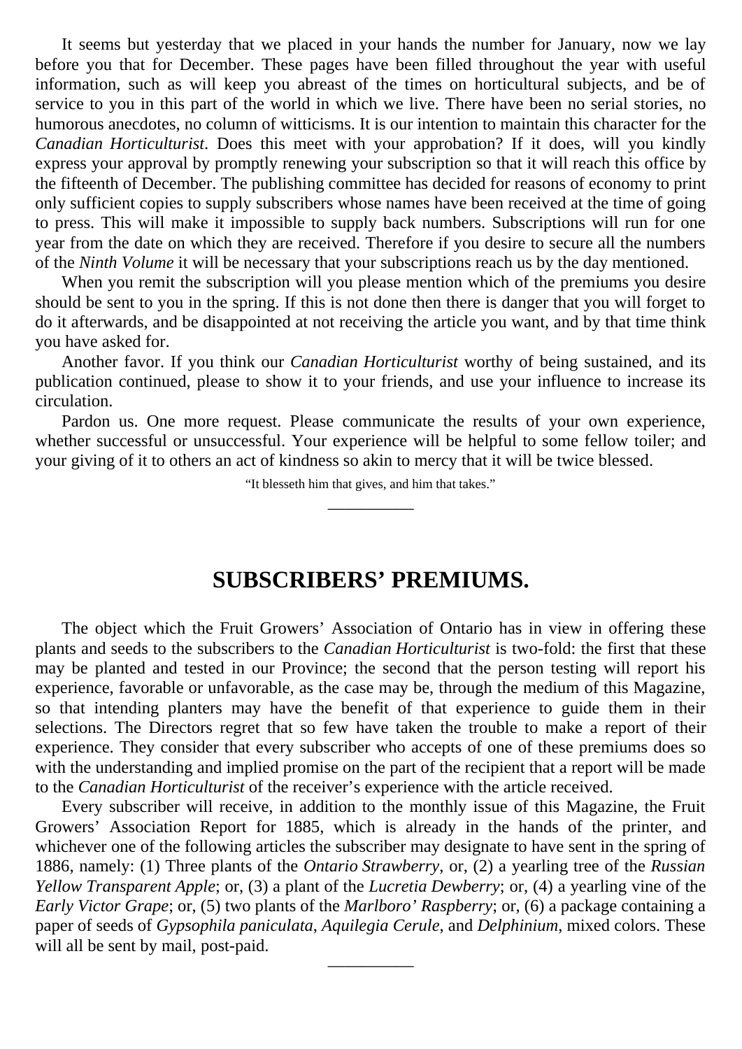It seems but yesterday that we placed in your hands the number for January, now we lay before you that for December. These pages have been filled throughout the year with useful information, such as will keep you abreast of the times on horticultural subjects, and be of service to you in this part of the world in which we live. There have been no serial stories, no humorous anecdotes, no column of witticisms. It is our intention to maintain this character for the *Canadian Horticulturist*. Does this meet with your approbation? If it does, will you kindly express your approval by promptly renewing your subscription so that it will reach this office by the fifteenth of December. The publishing committee has decided for reasons of economy to print only sufficient copies to supply subscribers whose names have been received at the time of going to press. This will make it impossible to supply back numbers. Subscriptions will run for one year from the date on which they are received. Therefore if you desire to secure all the numbers of the *Ninth Volume* it will be necessary that your subscriptions reach us by the day mentioned.

When you remit the subscription will you please mention which of the premiums you desire should be sent to you in the spring. If this is not done then there is danger that you will forget to do it afterwards, and be disappointed at not receiving the article you want, and by that time think you have asked for.

Another favor. If you think our *Canadian Horticulturist* worthy of being sustained, and its publication continued, please to show it to your friends, and use your influence to increase its circulation.

Pardon us. One more request. Please communicate the results of your own experience, whether successful or unsuccessful. Your experience will be helpful to some fellow toiler; and your giving of it to others an act of kindness so akin to mercy that it will be twice blessed.

"It blesseth him that gives, and him that takes."

---

## SUBSCRIBERS' PREMIUMS.

The object which the Fruit Growers' Association of Ontario has in view in offering these plants and seeds to the subscribers to the *Canadian Horticulturist* is two-fold: the first that these may be planted and tested in our Province; the second that the person testing will report his experience, favorable or unfavorable, as the case may be, through the medium of this Magazine, so that intending planters may have the benefit of that experience to guide them in their selections. The Directors regret that so few have taken the trouble to make a report of their experience. They consider that every subscriber who accepts of one of these premiums does so with the understanding and implied promise on the part of the recipient that a report will be made to the *Canadian Horticulturist* of the receiver's experience with the article received.

Every subscriber will receive, in addition to the monthly issue of this Magazine, the Fruit Growers' Association Report for 1885, which is already in the hands of the printer, and whichever one of the following articles the subscriber may designate to have sent in the spring of 1886, namely: (1) Three plants of the *Ontario Strawberry*, or, (2) a yearling tree of the *Russian Yellow Transparent Apple*; or, (3) a plant of the *Lucretia Dewberry*; or, (4) a yearling vine of the *Early Victor Grape*; or, (5) two plants of the *Marlboro' Raspberry*; or, (6) a package containing a paper of seeds of *Gypsophila paniculata*, *Aquilegia Cerule*, and *Delphinium*, mixed colors. These will all be sent by mail, post-paid.

---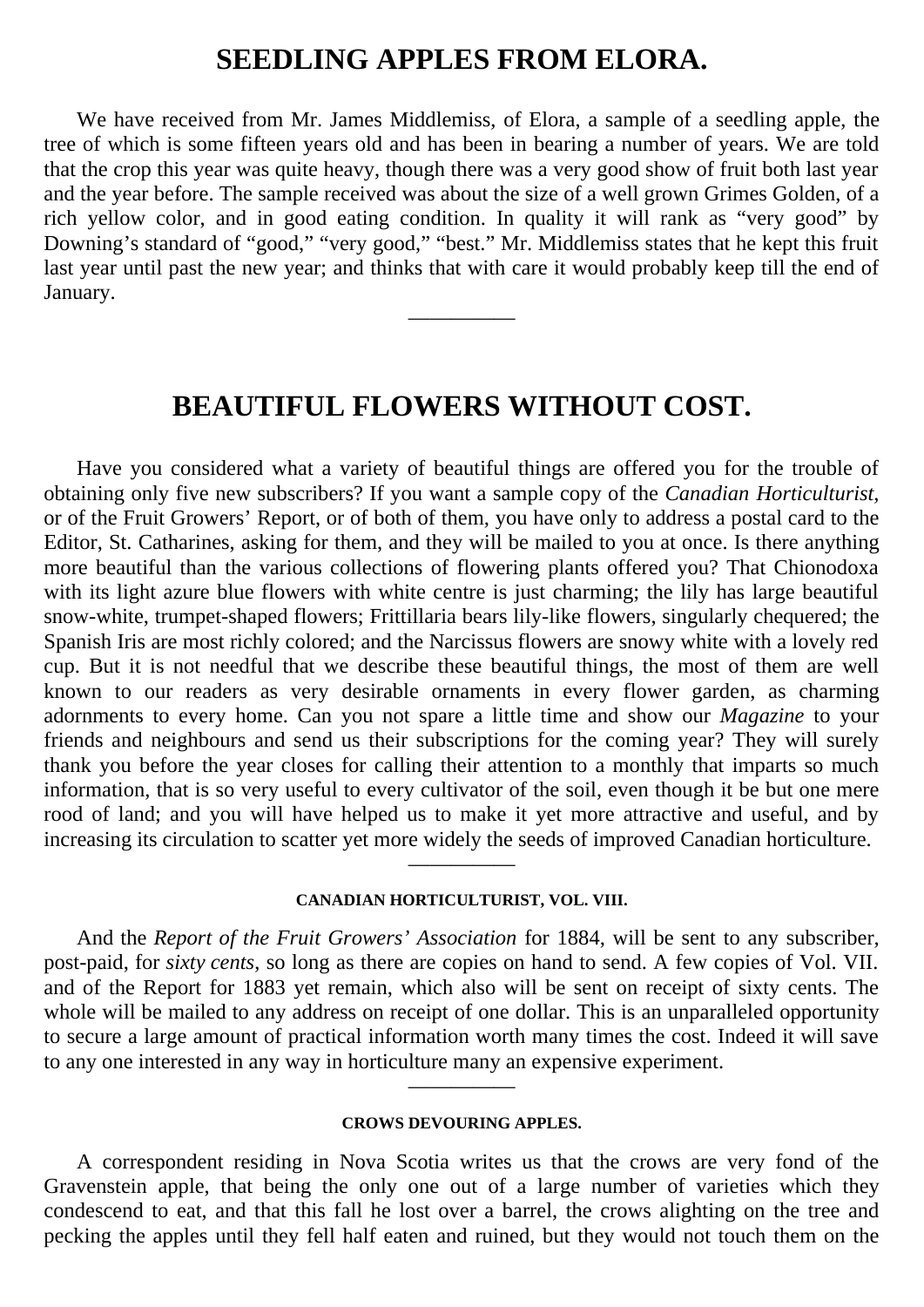## SEEDLING APPLES FROM ELORA.

We have received from Mr. James Middlemiss, of Elora, a sample of a seedling apple, the tree of which is some fifteen years old and has been in bearing a number of years. We are told that the crop this year was quite heavy, though there was a very good show of fruit both last year and the year before. The sample received was about the size of a well grown Grimes Golden, of a rich yellow color, and in good eating condition. In quality it will rank as "very good" by Downing's standard of "good," "very good," "best." Mr. Middlemiss states that he kept this fruit last year until past the new year; and thinks that with care it would probably keep till the end of January.

---

## BEAUTIFUL FLOWERS WITHOUT COST.

Have you considered what a variety of beautiful things are offered you for the trouble of obtaining only five new subscribers? If you want a sample copy of the *Canadian Horticulturist*, or of the Fruit Growers' Report, or of both of them, you have only to address a postal card to the Editor, St. Catharines, asking for them, and they will be mailed to you at once. Is there anything more beautiful than the various collections of flowering plants offered you? That Chionodoxa with its light azure blue flowers with white centre is just charming; the lily has large beautiful snow-white, trumpet-shaped flowers; Frittillaria bears lily-like flowers, singularly chequered; the Spanish Iris are most richly colored; and the Narcissus flowers are snowy white with a lovely red cup. But it is not needful that we describe these beautiful things, the most of them are well known to our readers as very desirable ornaments in every flower garden, as charming adornments to every home. Can you not spare a little time and show our *Magazine* to your friends and neighbours and send us their subscriptions for the coming year? They will surely thank you before the year closes for calling their attention to a monthly that imparts so much information, that is so very useful to every cultivator of the soil, even though it be but one mere rood of land; and you will have helped us to make it yet more attractive and useful, and by increasing its circulation to scatter yet more widely the seeds of improved Canadian horticulture.

---

#### CANADIAN HORTICULTURIST, VOL. VIII.

And the *Report of the Fruit Growers' Association* for 1884, will be sent to any subscriber, post-paid, for *sixty cents*, so long as there are copies on hand to send. A few copies of Vol. VII. and of the Report for 1883 yet remain, which also will be sent on receipt of sixty cents. The whole will be mailed to any address on receipt of one dollar. This is an unparalleled opportunity to secure a large amount of practical information worth many times the cost. Indeed it will save to any one interested in any way in horticulture many an expensive experiment.

---

#### CROWS DEVOURING APPLES.

A correspondent residing in Nova Scotia writes us that the crows are very fond of the Gravenstein apple, that being the only one out of a large number of varieties which they condescend to eat, and that this fall he lost over a barrel, the crows alighting on the tree and pecking the apples until they fell half eaten and ruined, but they would not touch them on the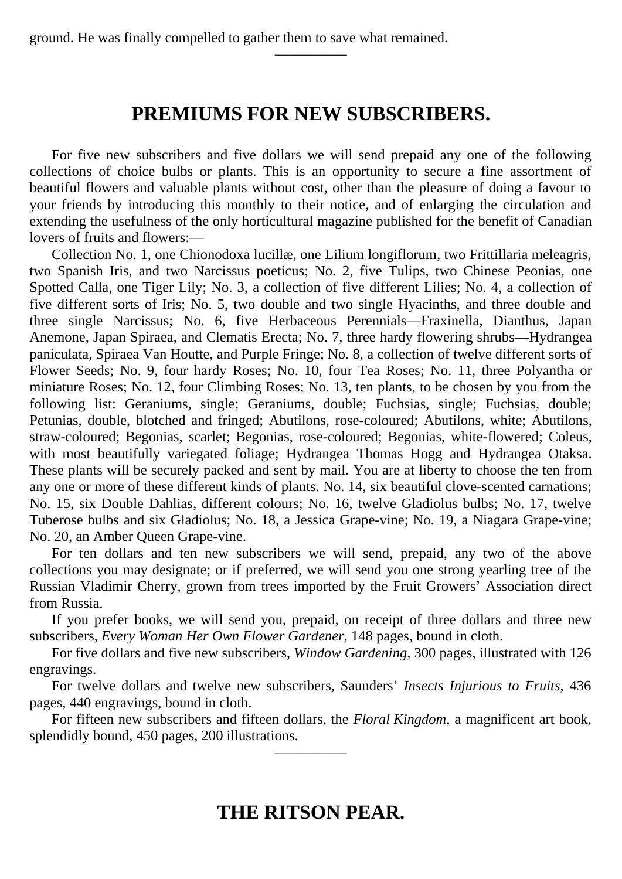ground. He was finally compelled to gather them to save what remained.

---

## PREMIUMS FOR NEW SUBSCRIBERS.

For five new subscribers and five dollars we will send prepaid any one of the following collections of choice bulbs or plants. This is an opportunity to secure a fine assortment of beautiful flowers and valuable plants without cost, other than the pleasure of doing a favour to your friends by introducing this monthly to their notice, and of enlarging the circulation and extending the usefulness of the only horticultural magazine published for the benefit of Canadian lovers of fruits and flowers:—

Collection No. 1, one Chionodoxa lucillæ, one Lilium longiflorum, two Frittillaria meleagris, two Spanish Iris, and two Narcissus poeticus; No. 2, five Tulips, two Chinese Peonias, one Spotted Calla, one Tiger Lily; No. 3, a collection of five different Lilies; No. 4, a collection of five different sorts of Iris; No. 5, two double and two single Hyacinths, and three double and three single Narcissus; No. 6, five Herbaceous Perennials—Fraxinella, Dianthus, Japan Anemone, Japan Spiraea, and Clematis Erecta; No. 7, three hardy flowering shrubs—Hydrangea paniculata, Spiraea Van Houtte, and Purple Fringe; No. 8, a collection of twelve different sorts of Flower Seeds; No. 9, four hardy Roses; No. 10, four Tea Roses; No. 11, three Polyantha or miniature Roses; No. 12, four Climbing Roses; No. 13, ten plants, to be chosen by you from the following list: Geraniums, single; Geraniums, double; Fuchsias, single; Fuchsias, double; Petunias, double, blotched and fringed; Abutilons, rose-coloured; Abutilons, white; Abutilons, straw-coloured; Begonias, scarlet; Begonias, rose-coloured; Begonias, white-flowered; Coleus, with most beautifully variegated foliage; Hydrangea Thomas Hogg and Hydrangea Otaksa. These plants will be securely packed and sent by mail. You are at liberty to choose the ten from any one or more of these different kinds of plants. No. 14, six beautiful clove-scented carnations; No. 15, six Double Dahlias, different colours; No. 16, twelve Gladiolus bulbs; No. 17, twelve Tuberose bulbs and six Gladiolus; No. 18, a Jessica Grape-vine; No. 19, a Niagara Grape-vine; No. 20, an Amber Queen Grape-vine.

For ten dollars and ten new subscribers we will send, prepaid, any two of the above collections you may designate; or if preferred, we will send you one strong yearling tree of the Russian Vladimir Cherry, grown from trees imported by the Fruit Growers' Association direct from Russia.

If you prefer books, we will send you, prepaid, on receipt of three dollars and three new subscribers, *Every Woman Her Own Flower Gardener*, 148 pages, bound in cloth.

For five dollars and five new subscribers, *Window Gardening*, 300 pages, illustrated with 126 engravings.

For twelve dollars and twelve new subscribers, Saunders' *Insects Injurious to Fruits*, 436 pages, 440 engravings, bound in cloth.

For fifteen new subscribers and fifteen dollars, the *Floral Kingdom*, a magnificent art book, splendidly bound, 450 pages, 200 illustrations.

---

## THE RITSON PEAR.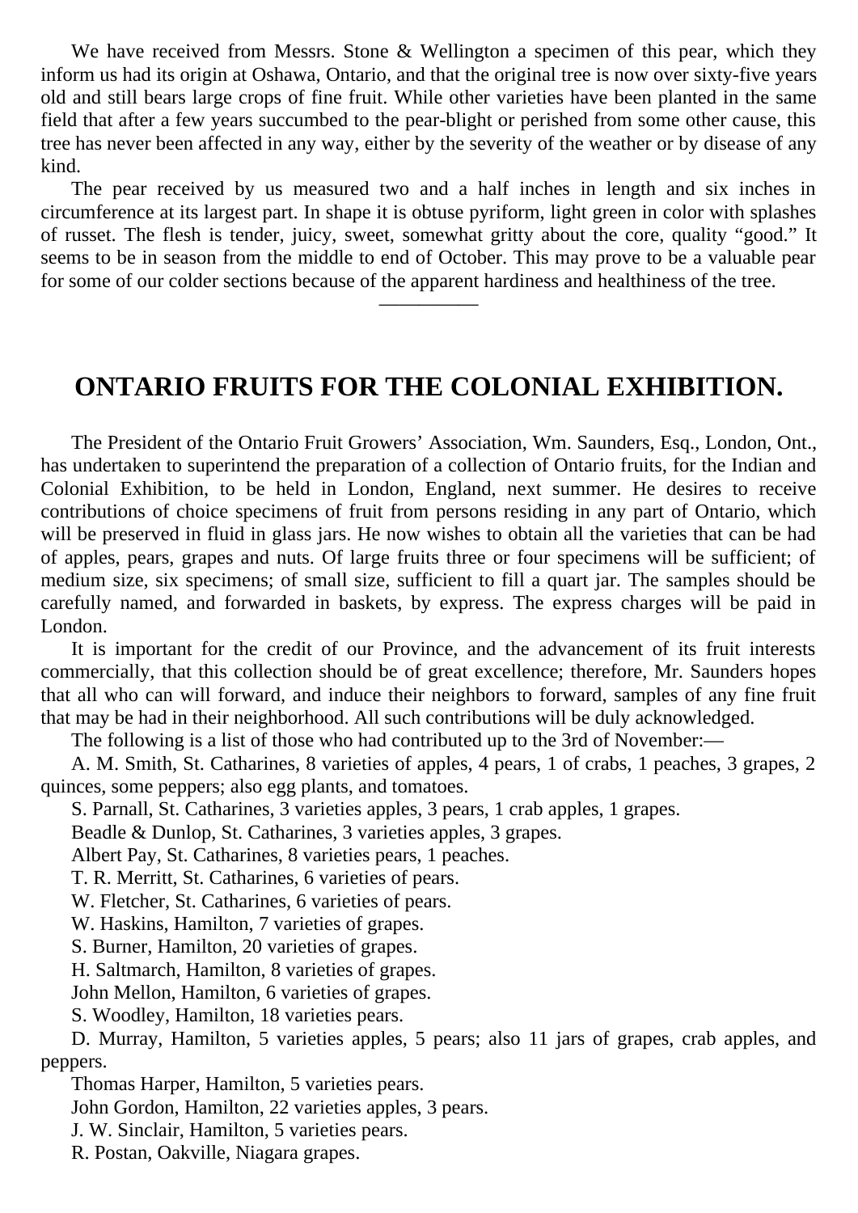We have received from Messrs. Stone & Wellington a specimen of this pear, which they inform us had its origin at Oshawa, Ontario, and that the original tree is now over sixty-five years old and still bears large crops of fine fruit. While other varieties have been planted in the same field that after a few years succumbed to the pear-blight or perished from some other cause, this tree has never been affected in any way, either by the severity of the weather or by disease of any kind.

The pear received by us measured two and a half inches in length and six inches in circumference at its largest part. In shape it is obtuse pyriform, light green in color with splashes of russet. The flesh is tender, juicy, sweet, somewhat gritty about the core, quality "good." It seems to be in season from the middle to end of October. This may prove to be a valuable pear for some of our colder sections because of the apparent hardiness and healthiness of the tree.

---

## ONTARIO FRUITS FOR THE COLONIAL EXHIBITION.

The President of the Ontario Fruit Growers' Association, Wm. Saunders, Esq., London, Ont., has undertaken to superintend the preparation of a collection of Ontario fruits, for the Indian and Colonial Exhibition, to be held in London, England, next summer. He desires to receive contributions of choice specimens of fruit from persons residing in any part of Ontario, which will be preserved in fluid in glass jars. He now wishes to obtain all the varieties that can be had of apples, pears, grapes and nuts. Of large fruits three or four specimens will be sufficient; of medium size, six specimens; of small size, sufficient to fill a quart jar. The samples should be carefully named, and forwarded in baskets, by express. The express charges will be paid in London.

It is important for the credit of our Province, and the advancement of its fruit interests commercially, that this collection should be of great excellence; therefore, Mr. Saunders hopes that all who can will forward, and induce their neighbors to forward, samples of any fine fruit that may be had in their neighborhood. All such contributions will be duly acknowledged.

The following is a list of those who had contributed up to the 3rd of November:—

A. M. Smith, St. Catharines, 8 varieties of apples, 4 pears, 1 of crabs, 1 peaches, 3 grapes, 2 quinces, some peppers; also egg plants, and tomatoes.

S. Parnall, St. Catharines, 3 varieties apples, 3 pears, 1 crab apples, 1 grapes.

Beadle & Dunlop, St. Catharines, 3 varieties apples, 3 grapes.

Albert Pay, St. Catharines, 8 varieties pears, 1 peaches.

T. R. Merritt, St. Catharines, 6 varieties of pears.

W. Fletcher, St. Catharines, 6 varieties of pears.

W. Haskins, Hamilton, 7 varieties of grapes.

S. Burner, Hamilton, 20 varieties of grapes.

H. Saltmarch, Hamilton, 8 varieties of grapes.

John Mellon, Hamilton, 6 varieties of grapes.

S. Woodley, Hamilton, 18 varieties pears.

D. Murray, Hamilton, 5 varieties apples, 5 pears; also 11 jars of grapes, crab apples, and peppers.

Thomas Harper, Hamilton, 5 varieties pears.

John Gordon, Hamilton, 22 varieties apples, 3 pears.

J. W. Sinclair, Hamilton, 5 varieties pears.

R. Postan, Oakville, Niagara grapes.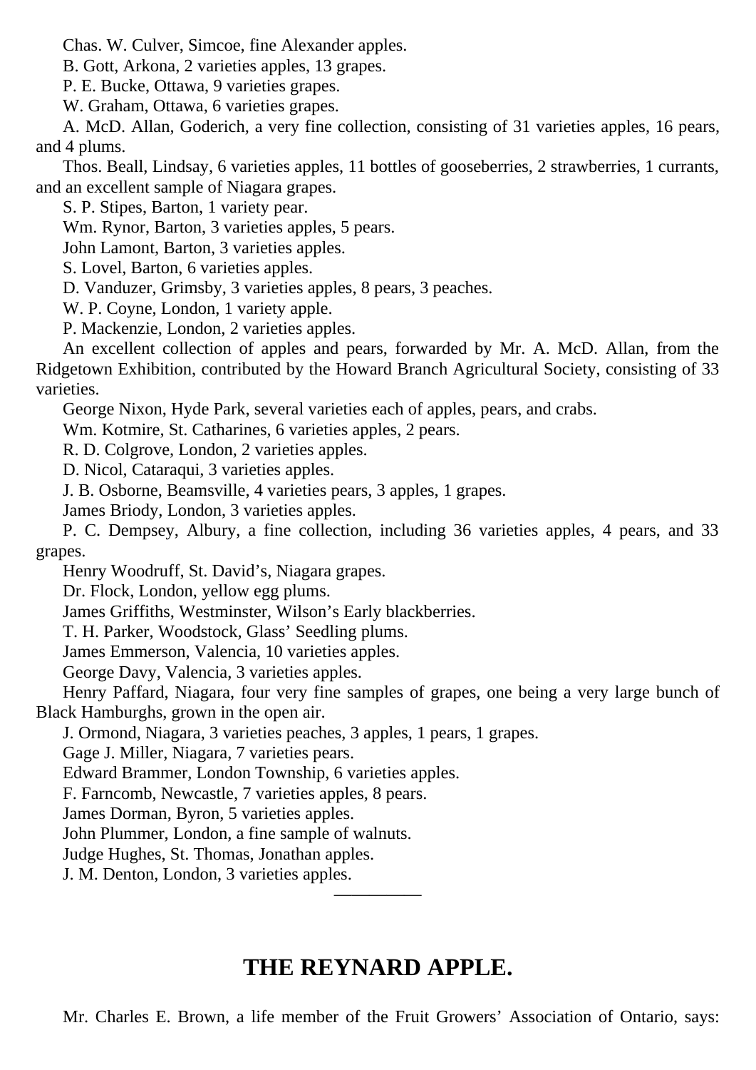Chas. W. Culver, Simcoe, fine Alexander apples.

B. Gott, Arkona, 2 varieties apples, 13 grapes.

P. E. Bucke, Ottawa, 9 varieties grapes.

W. Graham, Ottawa, 6 varieties grapes.

A. McD. Allan, Goderich, a very fine collection, consisting of 31 varieties apples, 16 pears, and 4 plums.

Thos. Beall, Lindsay, 6 varieties apples, 11 bottles of gooseberries, 2 strawberries, 1 currants, and an excellent sample of Niagara grapes.

S. P. Stipes, Barton, 1 variety pear.

Wm. Rynor, Barton, 3 varieties apples, 5 pears.

John Lamont, Barton, 3 varieties apples.

S. Lovel, Barton, 6 varieties apples.

D. Vanduzer, Grimsby, 3 varieties apples, 8 pears, 3 peaches.

W. P. Coyne, London, 1 variety apple.

P. Mackenzie, London, 2 varieties apples.

An excellent collection of apples and pears, forwarded by Mr. A. McD. Allan, from the Ridgetown Exhibition, contributed by the Howard Branch Agricultural Society, consisting of 33 varieties.

George Nixon, Hyde Park, several varieties each of apples, pears, and crabs.

Wm. Kotmire, St. Catharines, 6 varieties apples, 2 pears.

R. D. Colgrove, London, 2 varieties apples.

D. Nicol, Cataraqui, 3 varieties apples.

J. B. Osborne, Beamsville, 4 varieties pears, 3 apples, 1 grapes.

James Briody, London, 3 varieties apples.

P. C. Dempsey, Albury, a fine collection, including 36 varieties apples, 4 pears, and 33 grapes.

Henry Woodruff, St. David’s, Niagara grapes.

Dr. Flock, London, yellow egg plums.

James Griffiths, Westminster, Wilson’s Early blackberries.

T. H. Parker, Woodstock, Glass’ Seedling plums.

James Emmerson, Valencia, 10 varieties apples.

George Davy, Valencia, 3 varieties apples.

Henry Paffard, Niagara, four very fine samples of grapes, one being a very large bunch of Black Hamburghs, grown in the open air.

J. Ormond, Niagara, 3 varieties peaches, 3 apples, 1 pears, 1 grapes.

Gage J. Miller, Niagara, 7 varieties pears.

Edward Brammer, London Township, 6 varieties apples.

F. Farncomb, Newcastle, 7 varieties apples, 8 pears.

James Dorman, Byron, 5 varieties apples.

John Plummer, London, a fine sample of walnuts.

Judge Hughes, St. Thomas, Jonathan apples.

J. M. Denton, London, 3 varieties apples.

---

## THE REYNARD APPLE.

Mr. Charles E. Brown, a life member of the Fruit Growers’ Association of Ontario, says: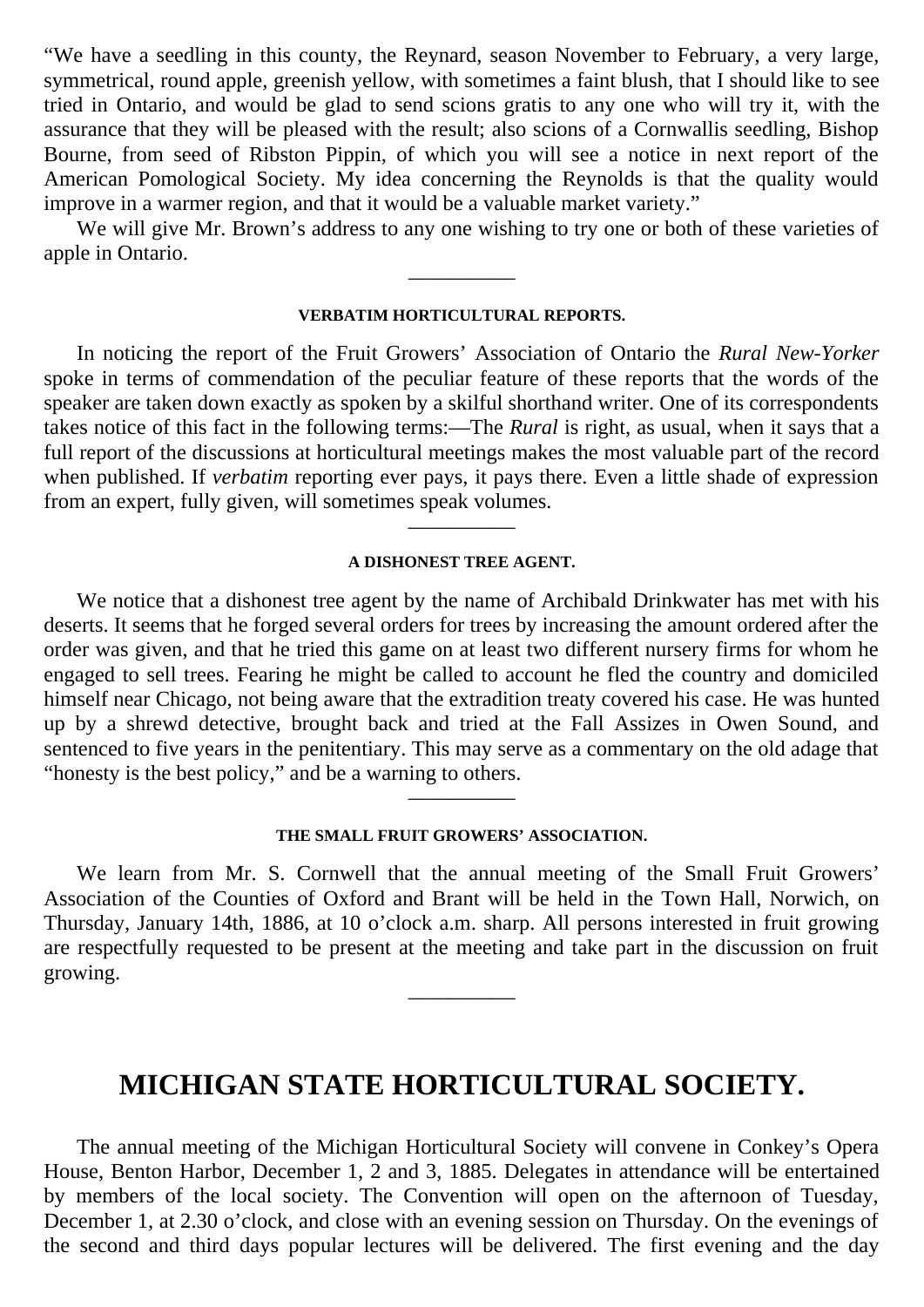"We have a seedling in this county, the Reynard, season November to February, a very large, symmetrical, round apple, greenish yellow, with sometimes a faint blush, that I should like to see tried in Ontario, and would be glad to send scions gratis to any one who will try it, with the assurance that they will be pleased with the result; also scions of a Cornwallis seedling, Bishop Bourne, from seed of Ribston Pippin, of which you will see a notice in next report of the American Pomological Society. My idea concerning the Reynolds is that the quality would improve in a warmer region, and that it would be a valuable market variety."

We will give Mr. Brown's address to any one wishing to try one or both of these varieties of apple in Ontario.

---

#### VERBATIM HORTICULTURAL REPORTS.

In noticing the report of the Fruit Growers' Association of Ontario the *Rural New-Yorker* spoke in terms of commendation of the peculiar feature of these reports that the words of the speaker are taken down exactly as spoken by a skilful shorthand writer. One of its correspondents takes notice of this fact in the following terms:—The *Rural* is right, as usual, when it says that a full report of the discussions at horticultural meetings makes the most valuable part of the record when published. If *verbatim* reporting ever pays, it pays there. Even a little shade of expression from an expert, fully given, will sometimes speak volumes.

---

#### A DISHONEST TREE AGENT.

We notice that a dishonest tree agent by the name of Archibald Drinkwater has met with his deserts. It seems that he forged several orders for trees by increasing the amount ordered after the order was given, and that he tried this game on at least two different nursery firms for whom he engaged to sell trees. Fearing he might be called to account he fled the country and domiciled himself near Chicago, not being aware that the extradition treaty covered his case. He was hunted up by a shrewd detective, brought back and tried at the Fall Assizes in Owen Sound, and sentenced to five years in the penitentiary. This may serve as a commentary on the old adage that "honesty is the best policy," and be a warning to others.

---

#### THE SMALL FRUIT GROWERS' ASSOCIATION.

We learn from Mr. S. Cornwell that the annual meeting of the Small Fruit Growers' Association of the Counties of Oxford and Brant will be held in the Town Hall, Norwich, on Thursday, January 14th, 1886, at 10 o'clock a.m. sharp. All persons interested in fruit growing are respectfully requested to be present at the meeting and take part in the discussion on fruit growing.

---

## MICHIGAN STATE HORTICULTURAL SOCIETY.

The annual meeting of the Michigan Horticultural Society will convene in Conkey's Opera House, Benton Harbor, December 1, 2 and 3, 1885. Delegates in attendance will be entertained by members of the local society. The Convention will open on the afternoon of Tuesday, December 1, at 2.30 o'clock, and close with an evening session on Thursday. On the evenings of the second and third days popular lectures will be delivered. The first evening and the day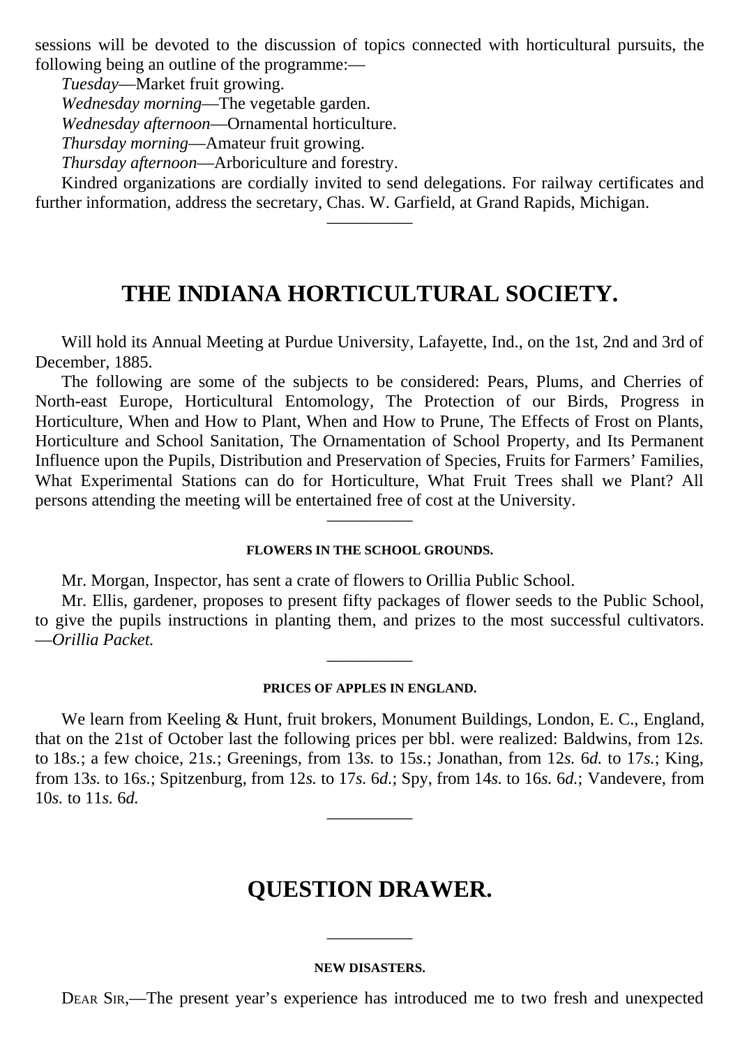sessions will be devoted to the discussion of topics connected with horticultural pursuits, the following being an outline of the programme:—

*Tuesday*—Market fruit growing.

*Wednesday morning*—The vegetable garden.

*Wednesday afternoon*—Ornamental horticulture.

*Thursday morning*—Amateur fruit growing.

*Thursday afternoon*—Arboriculture and forestry.

Kindred organizations are cordially invited to send delegations. For railway certificates and further information, address the secretary, Chas. W. Garfield, at Grand Rapids, Michigan.

---

## THE INDIANA HORTICULTURAL SOCIETY.

Will hold its Annual Meeting at Purdue University, Lafayette, Ind., on the 1st, 2nd and 3rd of December, 1885.

The following are some of the subjects to be considered: Pears, Plums, and Cherries of North-east Europe, Horticultural Entomology, The Protection of our Birds, Progress in Horticulture, When and How to Plant, When and How to Prune, The Effects of Frost on Plants, Horticulture and School Sanitation, The Ornamentation of School Property, and Its Permanent Influence upon the Pupils, Distribution and Preservation of Species, Fruits for Farmers' Families, What Experimental Stations can do for Horticulture, What Fruit Trees shall we Plant? All persons attending the meeting will be entertained free of cost at the University.

---

#### FLOWERS IN THE SCHOOL GROUNDS.

Mr. Morgan, Inspector, has sent a crate of flowers to Orillia Public School.

Mr. Ellis, gardener, proposes to present fifty packages of flower seeds to the Public School, to give the pupils instructions in planting them, and prizes to the most successful cultivators. —*Orillia Packet.*

---

#### PRICES OF APPLES IN ENGLAND.

We learn from Keeling & Hunt, fruit brokers, Monument Buildings, London, E. C., England, that on the 21st of October last the following prices per bbl. were realized: Baldwins, from 12*s.* to 18*s.*; a few choice, 21*s.*; Greenings, from 13*s.* to 15*s.*; Jonathan, from 12*s.* 6*d.* to 17*s.*; King, from 13*s.* to 16*s.*; Spitzenburg, from 12*s.* to 17*s.* 6*d.*; Spy, from 14*s.* to 16*s.* 6*d.*; Vandevere, from 10*s.* to 11*s.* 6*d.*

---

## QUESTION DRAWER.

---

#### NEW DISASTERS.

Dear Sir,—The present year's experience has introduced me to two fresh and unexpected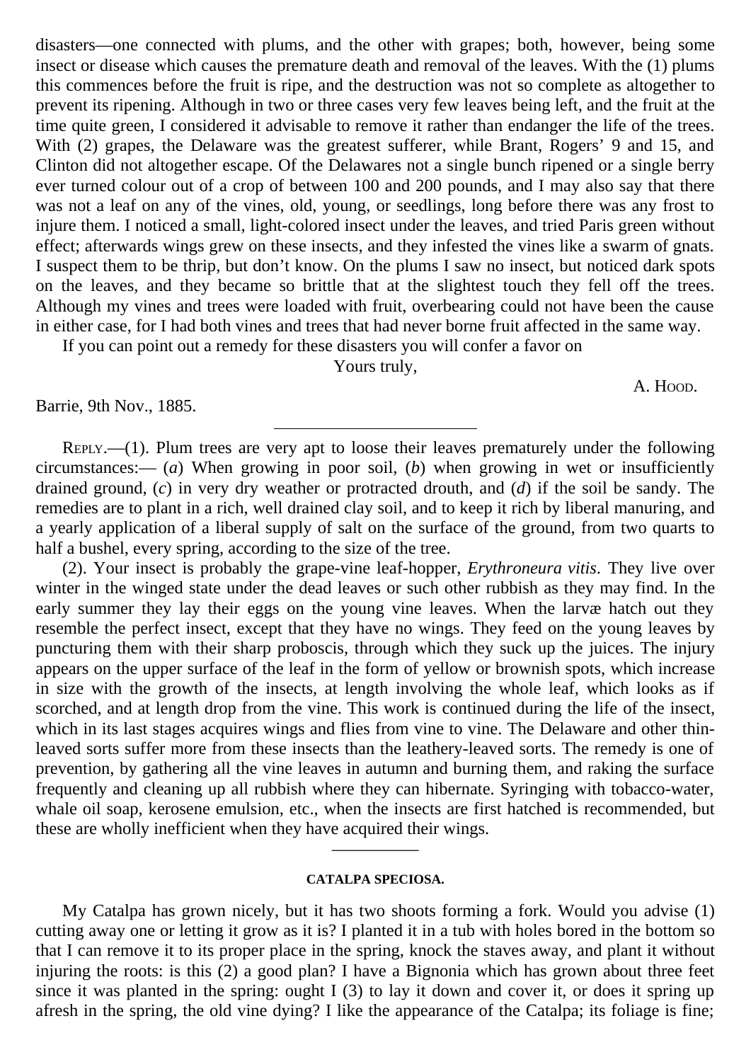disasters—one connected with plums, and the other with grapes; both, however, being some insect or disease which causes the premature death and removal of the leaves. With the (1) plums this commences before the fruit is ripe, and the destruction was not so complete as altogether to prevent its ripening. Although in two or three cases very few leaves being left, and the fruit at the time quite green, I considered it advisable to remove it rather than endanger the life of the trees. With (2) grapes, the Delaware was the greatest sufferer, while Brant, Rogers' 9 and 15, and Clinton did not altogether escape. Of the Delawares not a single bunch ripened or a single berry ever turned colour out of a crop of between 100 and 200 pounds, and I may also say that there was not a leaf on any of the vines, old, young, or seedlings, long before there was any frost to injure them. I noticed a small, light-colored insect under the leaves, and tried Paris green without effect; afterwards wings grew on these insects, and they infested the vines like a swarm of gnats. I suspect them to be thrip, but don't know. On the plums I saw no insect, but noticed dark spots on the leaves, and they became so brittle that at the slightest touch they fell off the trees. Although my vines and trees were loaded with fruit, overbearing could not have been the cause in either case, for I had both vines and trees that had never borne fruit affected in the same way.

If you can point out a remedy for these disasters you will confer a favor on

Yours truly,

A. Hood.

Barrie, 9th Nov., 1885.

---

Reply.—(1). Plum trees are very apt to loose their leaves prematurely under the following circumstances:— (*a*) When growing in poor soil, (*b*) when growing in wet or insufficiently drained ground, (*c*) in very dry weather or protracted drouth, and (*d*) if the soil be sandy. The remedies are to plant in a rich, well drained clay soil, and to keep it rich by liberal manuring, and a yearly application of a liberal supply of salt on the surface of the ground, from two quarts to half a bushel, every spring, according to the size of the tree.

(2). Your insect is probably the grape-vine leaf-hopper, *Erythroneura vitis*. They live over winter in the winged state under the dead leaves or such other rubbish as they may find. In the early summer they lay their eggs on the young vine leaves. When the larvæ hatch out they resemble the perfect insect, except that they have no wings. They feed on the young leaves by puncturing them with their sharp proboscis, through which they suck up the juices. The injury appears on the upper surface of the leaf in the form of yellow or brownish spots, which increase in size with the growth of the insects, at length involving the whole leaf, which looks as if scorched, and at length drop from the vine. This work is continued during the life of the insect, which in its last stages acquires wings and flies from vine to vine. The Delaware and other thin-leaved sorts suffer more from these insects than the leathery-leaved sorts. The remedy is one of prevention, by gathering all the vine leaves in autumn and burning them, and raking the surface frequently and cleaning up all rubbish where they can hibernate. Syringing with tobacco-water, whale oil soap, kerosene emulsion, etc., when the insects are first hatched is recommended, but these are wholly inefficient when they have acquired their wings.

---

### CATALPA SPECIOSA.

My Catalpa has grown nicely, but it has two shoots forming a fork. Would you advise (1) cutting away one or letting it grow as it is? I planted it in a tub with holes bored in the bottom so that I can remove it to its proper place in the spring, knock the staves away, and plant it without injuring the roots: is this (2) a good plan? I have a Bignonia which has grown about three feet since it was planted in the spring: ought I (3) to lay it down and cover it, or does it spring up afresh in the spring, the old vine dying? I like the appearance of the Catalpa; its foliage is fine;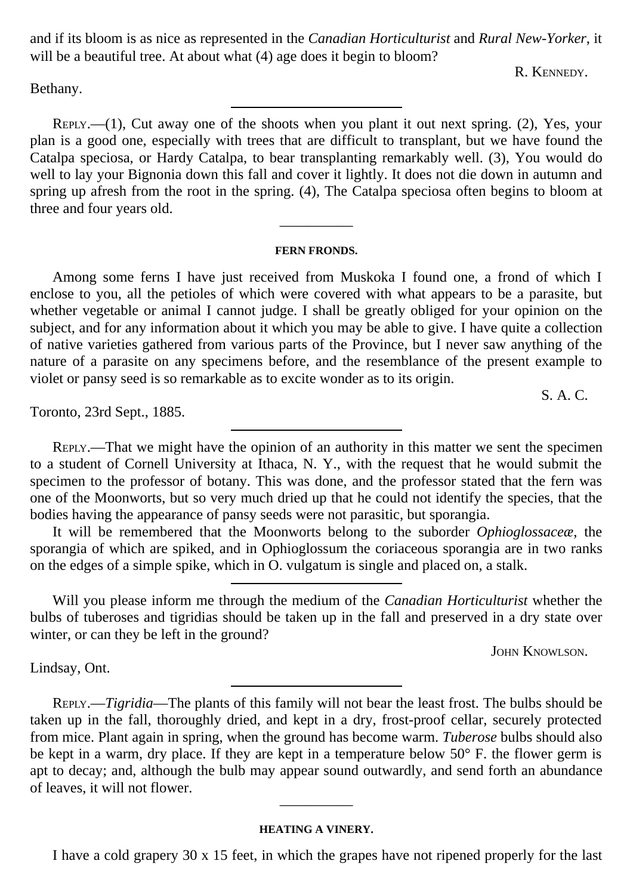and if its bloom is as nice as represented in the *Canadian Horticulturist* and *Rural New-Yorker*, it will be a beautiful tree. At about what (4) age does it begin to bloom?

R. KENNEDY.

Bethany.

---

REPLY.—(1), Cut away one of the shoots when you plant it out next spring. (2), Yes, your plan is a good one, especially with trees that are difficult to transplant, but we have found the Catalpa speciosa, or Hardy Catalpa, to bear transplanting remarkably well. (3), You would do well to lay your Bignonia down this fall and cover it lightly. It does not die down in autumn and spring up afresh from the root in the spring. (4), The Catalpa speciosa often begins to bloom at three and four years old.

---

#### FERN FRONDS.

Among some ferns I have just received from Muskoka I found one, a frond of which I enclose to you, all the petioles of which were covered with what appears to be a parasite, but whether vegetable or animal I cannot judge. I shall be greatly obliged for your opinion on the subject, and for any information about it which you may be able to give. I have quite a collection of native varieties gathered from various parts of the Province, but I never saw anything of the nature of a parasite on any specimens before, and the resemblance of the present example to violet or pansy seed is so remarkable as to excite wonder as to its origin.

S. A. C.

Toronto, 23rd Sept., 1885.

---

REPLY.—That we might have the opinion of an authority in this matter we sent the specimen to a student of Cornell University at Ithaca, N. Y., with the request that he would submit the specimen to the professor of botany. This was done, and the professor stated that the fern was one of the Moonworts, but so very much dried up that he could not identify the species, that the bodies having the appearance of pansy seeds were not parasitic, but sporangia.

It will be remembered that the Moonworts belong to the suborder *Ophioglossaceæ*, the sporangia of which are spiked, and in Ophioglossum the coriaceous sporangia are in two ranks on the edges of a simple spike, which in O. vulgatum is single and placed on, a stalk.

---

Will you please inform me through the medium of the *Canadian Horticulturist* whether the bulbs of tuberoses and tigridias should be taken up in the fall and preserved in a dry state over winter, or can they be left in the ground?

JOHN KNOWLSON.

Lindsay, Ont.

---

REPLY.—*Tigridia*—The plants of this family will not bear the least frost. The bulbs should be taken up in the fall, thoroughly dried, and kept in a dry, frost-proof cellar, securely protected from mice. Plant again in spring, when the ground has become warm. *Tuberose* bulbs should also be kept in a warm, dry place. If they are kept in a temperature below 50° F. the flower germ is apt to decay; and, although the bulb may appear sound outwardly, and send forth an abundance of leaves, it will not flower.

---

#### HEATING A VINERY.

I have a cold grapery 30 x 15 feet, in which the grapes have not ripened properly for the last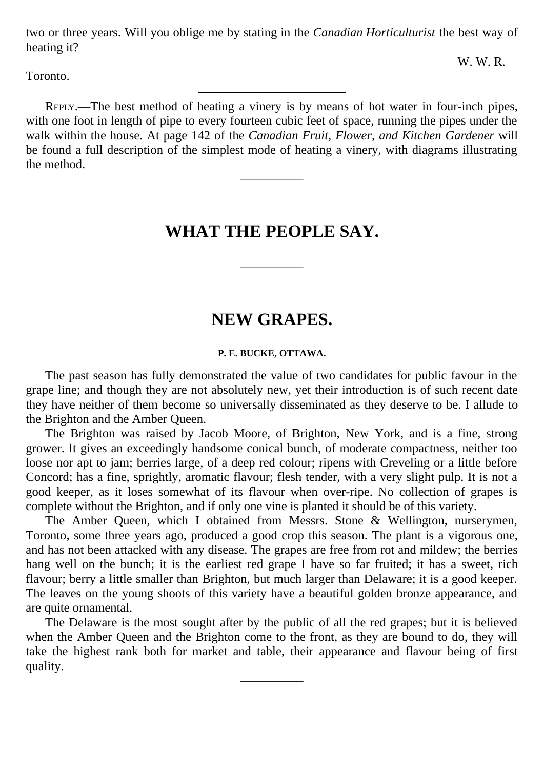two or three years. Will you oblige me by stating in the *Canadian Horticulturist* the best way of heating it?

W. W. R.

Toronto.

---

REPLY.—The best method of heating a vinery is by means of hot water in four-inch pipes, with one foot in length of pipe to every fourteen cubic feet of space, running the pipes under the walk within the house. At page 142 of the *Canadian Fruit, Flower, and Kitchen Gardener* will be found a full description of the simplest mode of heating a vinery, with diagrams illustrating the method.

---

# WHAT THE PEOPLE SAY.

---

## NEW GRAPES.

**P. E. BUCKE, OTTAWA.**

The past season has fully demonstrated the value of two candidates for public favour in the grape line; and though they are not absolutely new, yet their introduction is of such recent date they have neither of them become so universally disseminated as they deserve to be. I allude to the Brighton and the Amber Queen.

The Brighton was raised by Jacob Moore, of Brighton, New York, and is a fine, strong grower. It gives an exceedingly handsome conical bunch, of moderate compactness, neither too loose nor apt to jam; berries large, of a deep red colour; ripens with Creveling or a little before Concord; has a fine, sprightly, aromatic flavour; flesh tender, with a very slight pulp. It is not a good keeper, as it loses somewhat of its flavour when over-ripe. No collection of grapes is complete without the Brighton, and if only one vine is planted it should be of this variety.

The Amber Queen, which I obtained from Messrs. Stone & Wellington, nurserymen, Toronto, some three years ago, produced a good crop this season. The plant is a vigorous one, and has not been attacked with any disease. The grapes are free from rot and mildew; the berries hang well on the bunch; it is the earliest red grape I have so far fruited; it has a sweet, rich flavour; berry a little smaller than Brighton, but much larger than Delaware; it is a good keeper. The leaves on the young shoots of this variety have a beautiful golden bronze appearance, and are quite ornamental.

The Delaware is the most sought after by the public of all the red grapes; but it is believed when the Amber Queen and the Brighton come to the front, as they are bound to do, they will take the highest rank both for market and table, their appearance and flavour being of first quality.

---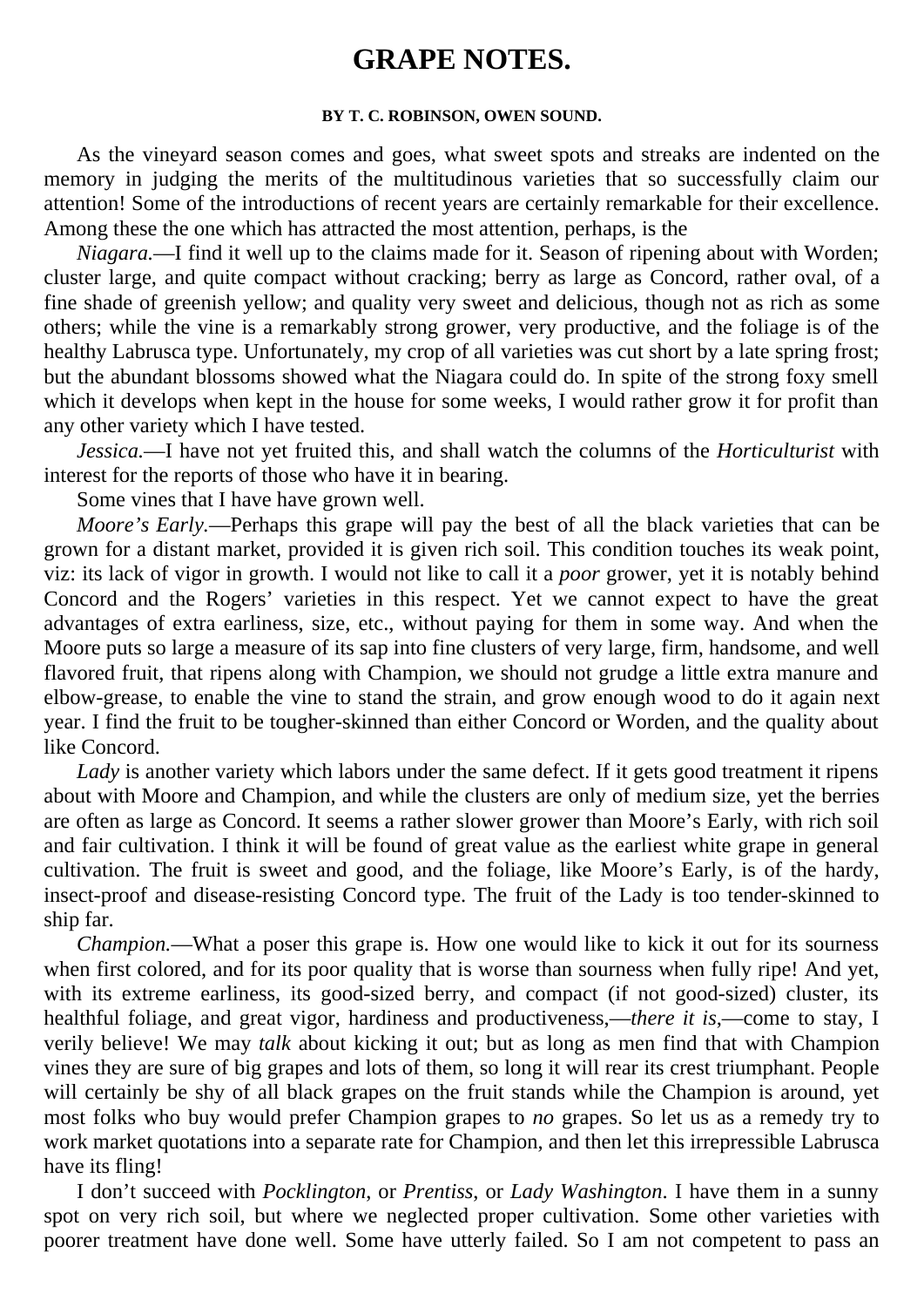# GRAPE NOTES.

##### BY T. C. ROBINSON, OWEN SOUND.

As the vineyard season comes and goes, what sweet spots and streaks are indented on the memory in judging the merits of the multitudinous varieties that so successfully claim our attention! Some of the introductions of recent years are certainly remarkable for their excellence. Among these the one which has attracted the most attention, perhaps, is the

*Niagara.*—I find it well up to the claims made for it. Season of ripening about with Worden; cluster large, and quite compact without cracking; berry as large as Concord, rather oval, of a fine shade of greenish yellow; and quality very sweet and delicious, though not as rich as some others; while the vine is a remarkably strong grower, very productive, and the foliage is of the healthy Labrusca type. Unfortunately, my crop of all varieties was cut short by a late spring frost; but the abundant blossoms showed what the Niagara could do. In spite of the strong foxy smell which it develops when kept in the house for some weeks, I would rather grow it for profit than any other variety which I have tested.

*Jessica.*—I have not yet fruited this, and shall watch the columns of the *Horticulturist* with interest for the reports of those who have it in bearing.

Some vines that I have have grown well.

*Moore's Early.*—Perhaps this grape will pay the best of all the black varieties that can be grown for a distant market, provided it is given rich soil. This condition touches its weak point, viz: its lack of vigor in growth. I would not like to call it a *poor* grower, yet it is notably behind Concord and the Rogers' varieties in this respect. Yet we cannot expect to have the great advantages of extra earliness, size, etc., without paying for them in some way. And when the Moore puts so large a measure of its sap into fine clusters of very large, firm, handsome, and well flavored fruit, that ripens along with Champion, we should not grudge a little extra manure and elbow-grease, to enable the vine to stand the strain, and grow enough wood to do it again next year. I find the fruit to be tougher-skinned than either Concord or Worden, and the quality about like Concord.

*Lady* is another variety which labors under the same defect. If it gets good treatment it ripens about with Moore and Champion, and while the clusters are only of medium size, yet the berries are often as large as Concord. It seems a rather slower grower than Moore's Early, with rich soil and fair cultivation. I think it will be found of great value as the earliest white grape in general cultivation. The fruit is sweet and good, and the foliage, like Moore's Early, is of the hardy, insect-proof and disease-resisting Concord type. The fruit of the Lady is too tender-skinned to ship far.

*Champion.*—What a poser this grape is. How one would like to kick it out for its sourness when first colored, and for its poor quality that is worse than sourness when fully ripe! And yet, with its extreme earliness, its good-sized berry, and compact (if not good-sized) cluster, its healthful foliage, and great vigor, hardiness and productiveness,—*there it is*,—come to stay, I verily believe! We may *talk* about kicking it out; but as long as men find that with Champion vines they are sure of big grapes and lots of them, so long it will rear its crest triumphant. People will certainly be shy of all black grapes on the fruit stands while the Champion is around, yet most folks who buy would prefer Champion grapes to *no* grapes. So let us as a remedy try to work market quotations into a separate rate for Champion, and then let this irrepressible Labrusca have its fling!

I don't succeed with *Pocklington*, or *Prentiss*, or *Lady Washington*. I have them in a sunny spot on very rich soil, but where we neglected proper cultivation. Some other varieties with poorer treatment have done well. Some have utterly failed. So I am not competent to pass an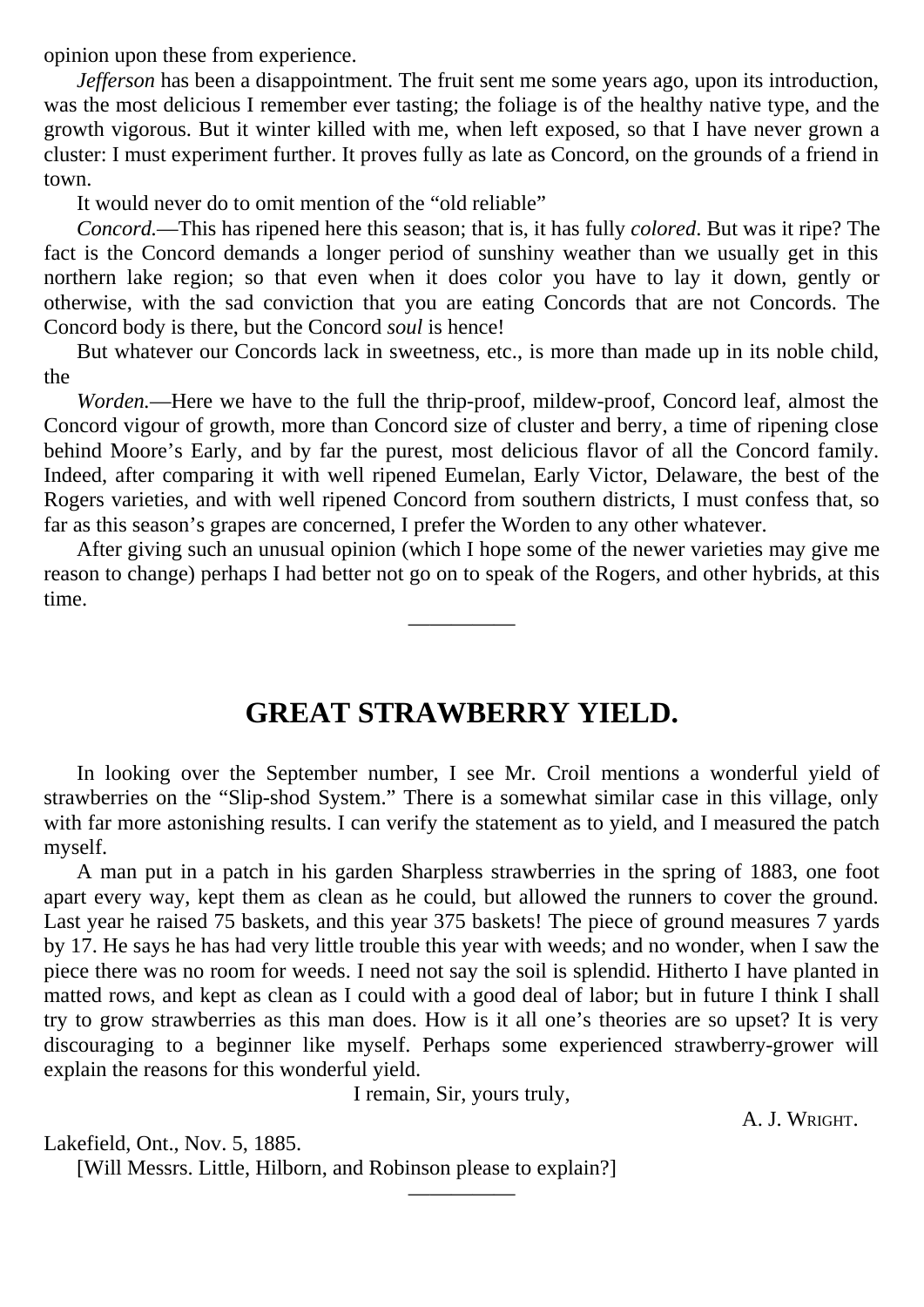opinion upon these from experience.

*Jefferson* has been a disappointment. The fruit sent me some years ago, upon its introduction, was the most delicious I remember ever tasting; the foliage is of the healthy native type, and the growth vigorous. But it winter killed with me, when left exposed, so that I have never grown a cluster: I must experiment further. It proves fully as late as Concord, on the grounds of a friend in town.

It would never do to omit mention of the “old reliable”

*Concord.*—This has ripened here this season; that is, it has fully *colored*. But was it ripe? The fact is the Concord demands a longer period of sunshiny weather than we usually get in this northern lake region; so that even when it does color you have to lay it down, gently or otherwise, with the sad conviction that you are eating Concords that are not Concords. The Concord body is there, but the Concord *soul* is hence!

But whatever our Concords lack in sweetness, etc., is more than made up in its noble child, the

*Worden.*—Here we have to the full the thrip-proof, mildew-proof, Concord leaf, almost the Concord vigour of growth, more than Concord size of cluster and berry, a time of ripening close behind Moore’s Early, and by far the purest, most delicious flavor of all the Concord family. Indeed, after comparing it with well ripened Eumelan, Early Victor, Delaware, the best of the Rogers varieties, and with well ripened Concord from southern districts, I must confess that, so far as this season’s grapes are concerned, I prefer the Worden to any other whatever.

After giving such an unusual opinion (which I hope some of the newer varieties may give me reason to change) perhaps I had better not go on to speak of the Rogers, and other hybrids, at this time.

---

## GREAT STRAWBERRY YIELD.

In looking over the September number, I see Mr. Croil mentions a wonderful yield of strawberries on the “Slip-shod System.” There is a somewhat similar case in this village, only with far more astonishing results. I can verify the statement as to yield, and I measured the patch myself.

A man put in a patch in his garden Sharpless strawberries in the spring of 1883, one foot apart every way, kept them as clean as he could, but allowed the runners to cover the ground. Last year he raised 75 baskets, and this year 375 baskets! The piece of ground measures 7 yards by 17. He says he has had very little trouble this year with weeds; and no wonder, when I saw the piece there was no room for weeds. I need not say the soil is splendid. Hitherto I have planted in matted rows, and kept as clean as I could with a good deal of labor; but in future I think I shall try to grow strawberries as this man does. How is it all one’s theories are so upset? It is very discouraging to a beginner like myself. Perhaps some experienced strawberry-grower will explain the reasons for this wonderful yield.

I remain, Sir, yours truly,

A. J. Wright.

Lakefield, Ont., Nov. 5, 1885.

[Will Messrs. Little, Hilborn, and Robinson please to explain?]

---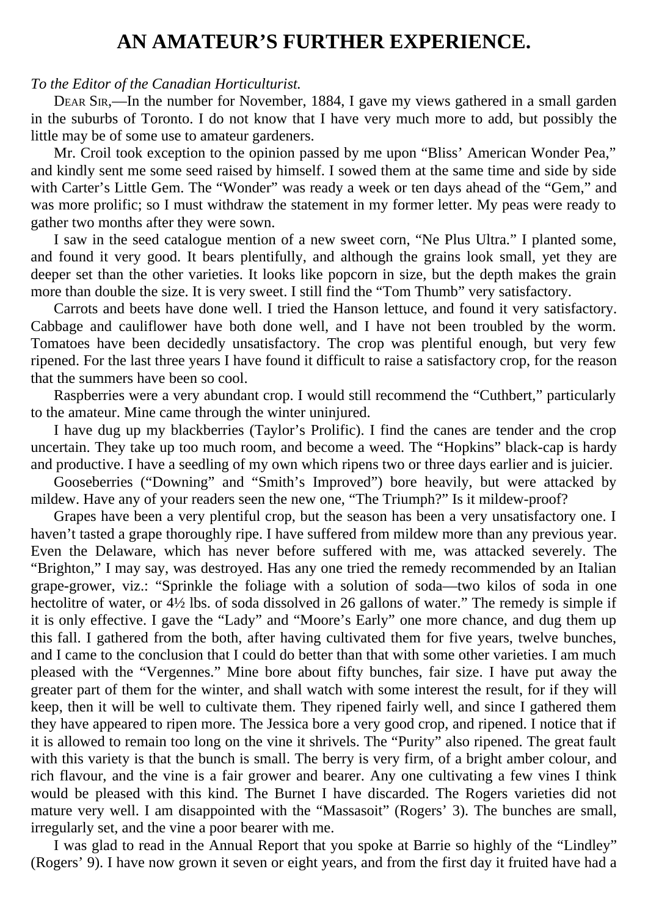# AN AMATEUR'S FURTHER EXPERIENCE.

*To the Editor of the Canadian Horticulturist.*

DEAR SIR,—In the number for November, 1884, I gave my views gathered in a small garden in the suburbs of Toronto. I do not know that I have very much more to add, but possibly the little may be of some use to amateur gardeners.

Mr. Croil took exception to the opinion passed by me upon "Bliss' American Wonder Pea," and kindly sent me some seed raised by himself. I sowed them at the same time and side by side with Carter's Little Gem. The "Wonder" was ready a week or ten days ahead of the "Gem," and was more prolific; so I must withdraw the statement in my former letter. My peas were ready to gather two months after they were sown.

I saw in the seed catalogue mention of a new sweet corn, "Ne Plus Ultra." I planted some, and found it very good. It bears plentifully, and although the grains look small, yet they are deeper set than the other varieties. It looks like popcorn in size, but the depth makes the grain more than double the size. It is very sweet. I still find the "Tom Thumb" very satisfactory.

Carrots and beets have done well. I tried the Hanson lettuce, and found it very satisfactory. Cabbage and cauliflower have both done well, and I have not been troubled by the worm. Tomatoes have been decidedly unsatisfactory. The crop was plentiful enough, but very few ripened. For the last three years I have found it difficult to raise a satisfactory crop, for the reason that the summers have been so cool.

Raspberries were a very abundant crop. I would still recommend the "Cuthbert," particularly to the amateur. Mine came through the winter uninjured.

I have dug up my blackberries (Taylor's Prolific). I find the canes are tender and the crop uncertain. They take up too much room, and become a weed. The "Hopkins" black-cap is hardy and productive. I have a seedling of my own which ripens two or three days earlier and is juicier.

Gooseberries ("Downing" and "Smith's Improved") bore heavily, but were attacked by mildew. Have any of your readers seen the new one, "The Triumph?" Is it mildew-proof?

Grapes have been a very plentiful crop, but the season has been a very unsatisfactory one. I haven't tasted a grape thoroughly ripe. I have suffered from mildew more than any previous year. Even the Delaware, which has never before suffered with me, was attacked severely. The "Brighton," I may say, was destroyed. Has any one tried the remedy recommended by an Italian grape-grower, viz.: "Sprinkle the foliage with a solution of soda—two kilos of soda in one hectolitre of water, or 4½ lbs. of soda dissolved in 26 gallons of water." The remedy is simple if it is only effective. I gave the "Lady" and "Moore's Early" one more chance, and dug them up this fall. I gathered from the both, after having cultivated them for five years, twelve bunches, and I came to the conclusion that I could do better than that with some other varieties. I am much pleased with the "Vergennes." Mine bore about fifty bunches, fair size. I have put away the greater part of them for the winter, and shall watch with some interest the result, for if they will keep, then it will be well to cultivate them. They ripened fairly well, and since I gathered them they have appeared to ripen more. The Jessica bore a very good crop, and ripened. I notice that if it is allowed to remain too long on the vine it shrivels. The "Purity" also ripened. The great fault with this variety is that the bunch is small. The berry is very firm, of a bright amber colour, and rich flavour, and the vine is a fair grower and bearer. Any one cultivating a few vines I think would be pleased with this kind. The Burnet I have discarded. The Rogers varieties did not mature very well. I am disappointed with the "Massasoit" (Rogers' 3). The bunches are small, irregularly set, and the vine a poor bearer with me.

I was glad to read in the Annual Report that you spoke at Barrie so highly of the "Lindley" (Rogers' 9). I have now grown it seven or eight years, and from the first day it fruited have had a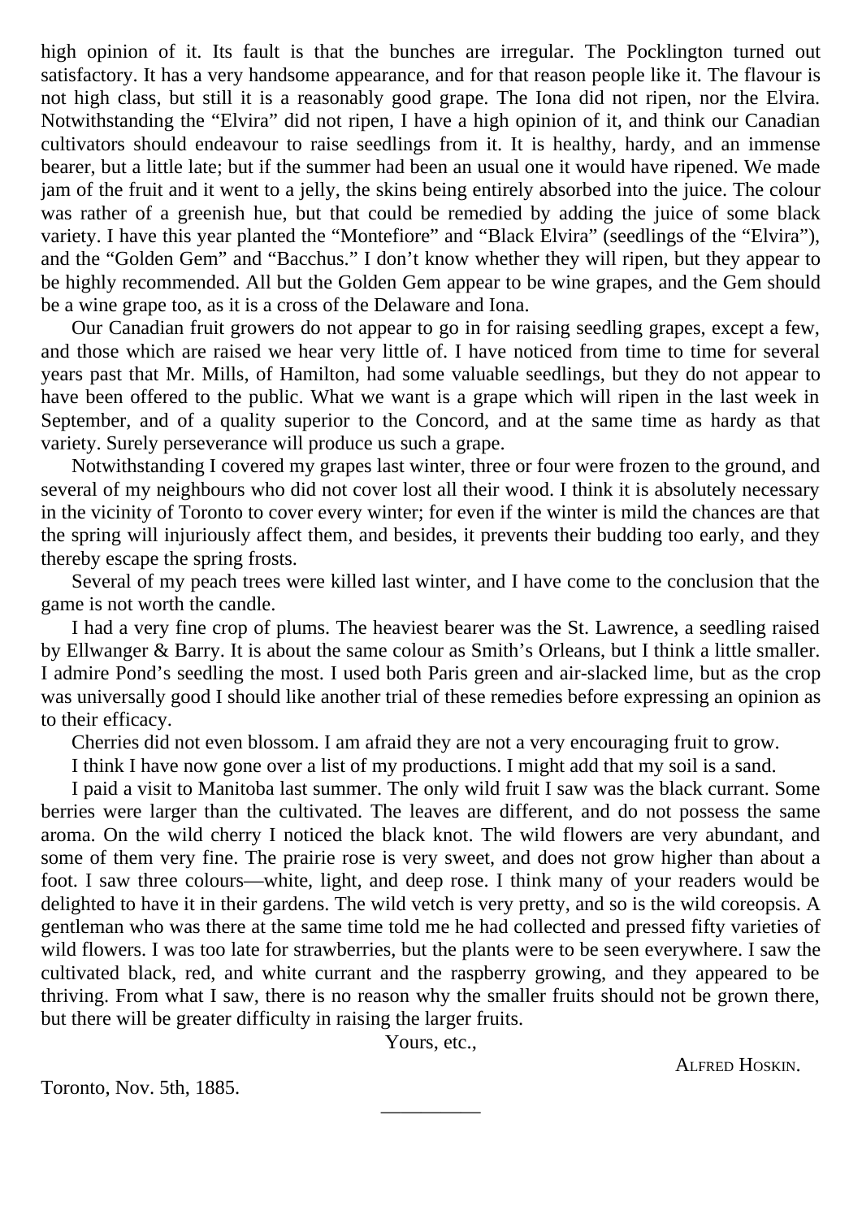high opinion of it. Its fault is that the bunches are irregular. The Pocklington turned out satisfactory. It has a very handsome appearance, and for that reason people like it. The flavour is not high class, but still it is a reasonably good grape. The Iona did not ripen, nor the Elvira. Notwithstanding the "Elvira" did not ripen, I have a high opinion of it, and think our Canadian cultivators should endeavour to raise seedlings from it. It is healthy, hardy, and an immense bearer, but a little late; but if the summer had been an usual one it would have ripened. We made jam of the fruit and it went to a jelly, the skins being entirely absorbed into the juice. The colour was rather of a greenish hue, but that could be remedied by adding the juice of some black variety. I have this year planted the "Montefiore" and "Black Elvira" (seedlings of the "Elvira"), and the "Golden Gem" and "Bacchus." I don't know whether they will ripen, but they appear to be highly recommended. All but the Golden Gem appear to be wine grapes, and the Gem should be a wine grape too, as it is a cross of the Delaware and Iona.

Our Canadian fruit growers do not appear to go in for raising seedling grapes, except a few, and those which are raised we hear very little of. I have noticed from time to time for several years past that Mr. Mills, of Hamilton, had some valuable seedlings, but they do not appear to have been offered to the public. What we want is a grape which will ripen in the last week in September, and of a quality superior to the Concord, and at the same time as hardy as that variety. Surely perseverance will produce us such a grape.

Notwithstanding I covered my grapes last winter, three or four were frozen to the ground, and several of my neighbours who did not cover lost all their wood. I think it is absolutely necessary in the vicinity of Toronto to cover every winter; for even if the winter is mild the chances are that the spring will injuriously affect them, and besides, it prevents their budding too early, and they thereby escape the spring frosts.

Several of my peach trees were killed last winter, and I have come to the conclusion that the game is not worth the candle.

I had a very fine crop of plums. The heaviest bearer was the St. Lawrence, a seedling raised by Ellwanger & Barry. It is about the same colour as Smith's Orleans, but I think a little smaller. I admire Pond's seedling the most. I used both Paris green and air-slacked lime, but as the crop was universally good I should like another trial of these remedies before expressing an opinion as to their efficacy.

Cherries did not even blossom. I am afraid they are not a very encouraging fruit to grow.

I think I have now gone over a list of my productions. I might add that my soil is a sand.

I paid a visit to Manitoba last summer. The only wild fruit I saw was the black currant. Some berries were larger than the cultivated. The leaves are different, and do not possess the same aroma. On the wild cherry I noticed the black knot. The wild flowers are very abundant, and some of them very fine. The prairie rose is very sweet, and does not grow higher than about a foot. I saw three colours—white, light, and deep rose. I think many of your readers would be delighted to have it in their gardens. The wild vetch is very pretty, and so is the wild coreopsis. A gentleman who was there at the same time told me he had collected and pressed fifty varieties of wild flowers. I was too late for strawberries, but the plants were to be seen everywhere. I saw the cultivated black, red, and white currant and the raspberry growing, and they appeared to be thriving. From what I saw, there is no reason why the smaller fruits should not be grown there, but there will be greater difficulty in raising the larger fruits.

Yours, etc.,

ALFRED HOSKIN.

Toronto, Nov. 5th, 1885.

---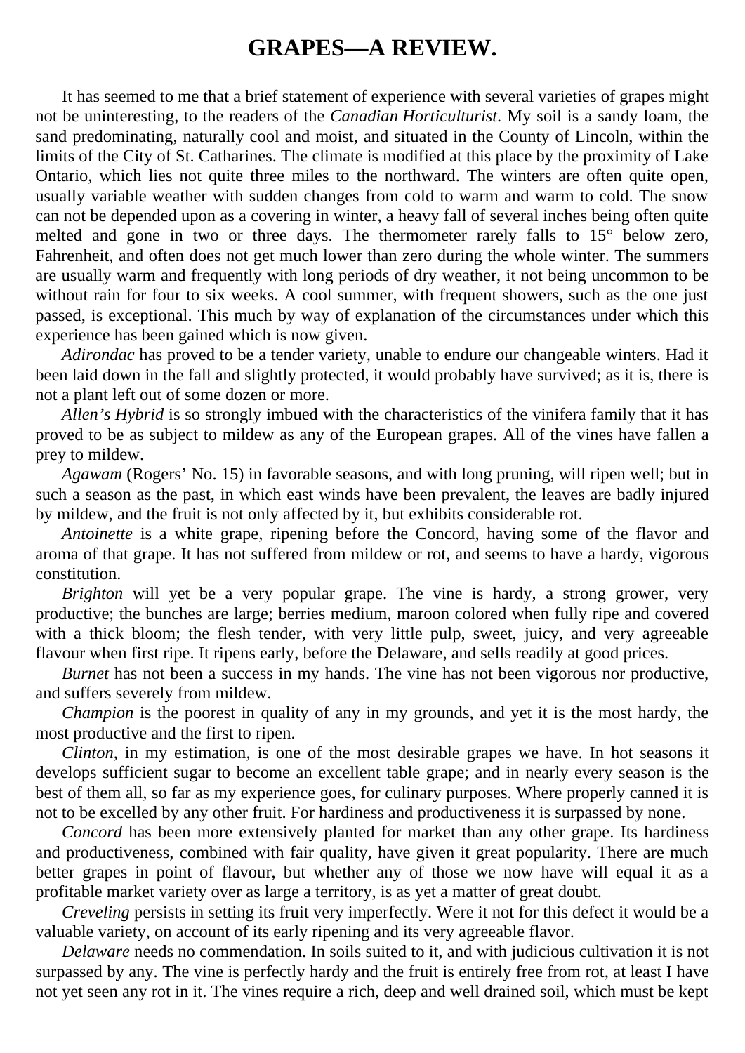# GRAPES—A REVIEW.

It has seemed to me that a brief statement of experience with several varieties of grapes might not be uninteresting, to the readers of the *Canadian Horticulturist*. My soil is a sandy loam, the sand predominating, naturally cool and moist, and situated in the County of Lincoln, within the limits of the City of St. Catharines. The climate is modified at this place by the proximity of Lake Ontario, which lies not quite three miles to the northward. The winters are often quite open, usually variable weather with sudden changes from cold to warm and warm to cold. The snow can not be depended upon as a covering in winter, a heavy fall of several inches being often quite melted and gone in two or three days. The thermometer rarely falls to 15° below zero, Fahrenheit, and often does not get much lower than zero during the whole winter. The summers are usually warm and frequently with long periods of dry weather, it not being uncommon to be without rain for four to six weeks. A cool summer, with frequent showers, such as the one just passed, is exceptional. This much by way of explanation of the circumstances under which this experience has been gained which is now given.

*Adirondac* has proved to be a tender variety, unable to endure our changeable winters. Had it been laid down in the fall and slightly protected, it would probably have survived; as it is, there is not a plant left out of some dozen or more.

*Allen's Hybrid* is so strongly imbued with the characteristics of the vinifera family that it has proved to be as subject to mildew as any of the European grapes. All of the vines have fallen a prey to mildew.

*Agawam* (Rogers' No. 15) in favorable seasons, and with long pruning, will ripen well; but in such a season as the past, in which east winds have been prevalent, the leaves are badly injured by mildew, and the fruit is not only affected by it, but exhibits considerable rot.

*Antoinette* is a white grape, ripening before the Concord, having some of the flavor and aroma of that grape. It has not suffered from mildew or rot, and seems to have a hardy, vigorous constitution.

*Brighton* will yet be a very popular grape. The vine is hardy, a strong grower, very productive; the bunches are large; berries medium, maroon colored when fully ripe and covered with a thick bloom; the flesh tender, with very little pulp, sweet, juicy, and very agreeable flavour when first ripe. It ripens early, before the Delaware, and sells readily at good prices.

*Burnet* has not been a success in my hands. The vine has not been vigorous nor productive, and suffers severely from mildew.

*Champion* is the poorest in quality of any in my grounds, and yet it is the most hardy, the most productive and the first to ripen.

*Clinton*, in my estimation, is one of the most desirable grapes we have. In hot seasons it develops sufficient sugar to become an excellent table grape; and in nearly every season is the best of them all, so far as my experience goes, for culinary purposes. Where properly canned it is not to be excelled by any other fruit. For hardiness and productiveness it is surpassed by none.

*Concord* has been more extensively planted for market than any other grape. Its hardiness and productiveness, combined with fair quality, have given it great popularity. There are much better grapes in point of flavour, but whether any of those we now have will equal it as a profitable market variety over as large a territory, is as yet a matter of great doubt.

*Creveling* persists in setting its fruit very imperfectly. Were it not for this defect it would be a valuable variety, on account of its early ripening and its very agreeable flavor.

*Delaware* needs no commendation. In soils suited to it, and with judicious cultivation it is not surpassed by any. The vine is perfectly hardy and the fruit is entirely free from rot, at least I have not yet seen any rot in it. The vines require a rich, deep and well drained soil, which must be kept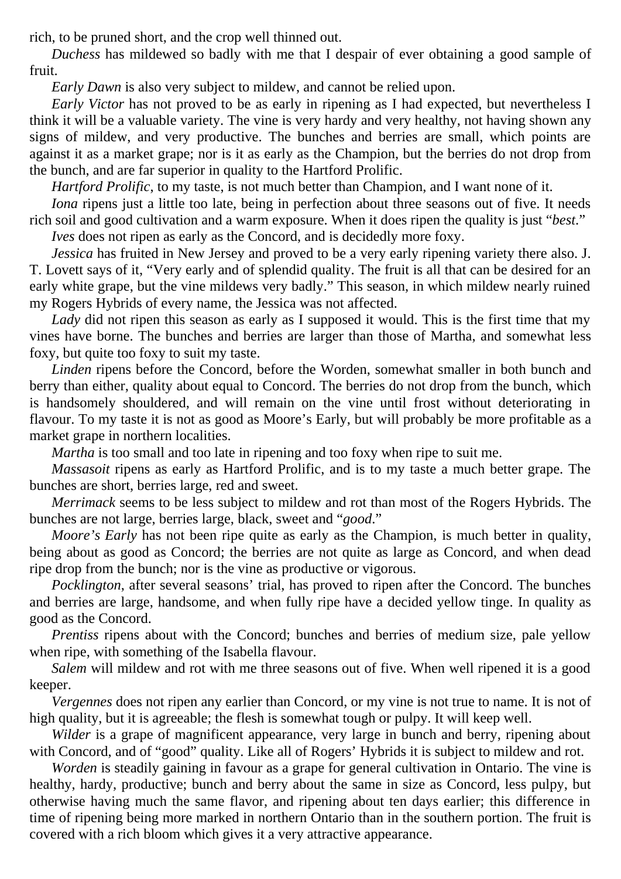rich, to be pruned short, and the crop well thinned out.

*Duchess* has mildewed so badly with me that I despair of ever obtaining a good sample of fruit.

*Early Dawn* is also very subject to mildew, and cannot be relied upon.

*Early Victor* has not proved to be as early in ripening as I had expected, but nevertheless I think it will be a valuable variety. The vine is very hardy and very healthy, not having shown any signs of mildew, and very productive. The bunches and berries are small, which points are against it as a market grape; nor is it as early as the Champion, but the berries do not drop from the bunch, and are far superior in quality to the Hartford Prolific.

*Hartford Prolific*, to my taste, is not much better than Champion, and I want none of it.

*Iona* ripens just a little too late, being in perfection about three seasons out of five. It needs rich soil and good cultivation and a warm exposure. When it does ripen the quality is just "*best*."

*Ives* does not ripen as early as the Concord, and is decidedly more foxy.

*Jessica* has fruited in New Jersey and proved to be a very early ripening variety there also. J. T. Lovett says of it, "Very early and of splendid quality. The fruit is all that can be desired for an early white grape, but the vine mildews very badly." This season, in which mildew nearly ruined my Rogers Hybrids of every name, the Jessica was not affected.

*Lady* did not ripen this season as early as I supposed it would. This is the first time that my vines have borne. The bunches and berries are larger than those of Martha, and somewhat less foxy, but quite too foxy to suit my taste.

*Linden* ripens before the Concord, before the Worden, somewhat smaller in both bunch and berry than either, quality about equal to Concord. The berries do not drop from the bunch, which is handsomely shouldered, and will remain on the vine until frost without deteriorating in flavour. To my taste it is not as good as Moore's Early, but will probably be more profitable as a market grape in northern localities.

*Martha* is too small and too late in ripening and too foxy when ripe to suit me.

*Massasoit* ripens as early as Hartford Prolific, and is to my taste a much better grape. The bunches are short, berries large, red and sweet.

*Merrimack* seems to be less subject to mildew and rot than most of the Rogers Hybrids. The bunches are not large, berries large, black, sweet and "*good*."

*Moore's Early* has not been ripe quite as early as the Champion, is much better in quality, being about as good as Concord; the berries are not quite as large as Concord, and when dead ripe drop from the bunch; nor is the vine as productive or vigorous.

*Pocklington*, after several seasons' trial, has proved to ripen after the Concord. The bunches and berries are large, handsome, and when fully ripe have a decided yellow tinge. In quality as good as the Concord.

*Prentiss* ripens about with the Concord; bunches and berries of medium size, pale yellow when ripe, with something of the Isabella flavour.

*Salem* will mildew and rot with me three seasons out of five. When well ripened it is a good keeper.

*Vergennes* does not ripen any earlier than Concord, or my vine is not true to name. It is not of high quality, but it is agreeable; the flesh is somewhat tough or pulpy. It will keep well.

*Wilder* is a grape of magnificent appearance, very large in bunch and berry, ripening about with Concord, and of "good" quality. Like all of Rogers' Hybrids it is subject to mildew and rot.

*Worden* is steadily gaining in favour as a grape for general cultivation in Ontario. The vine is healthy, hardy, productive; bunch and berry about the same in size as Concord, less pulpy, but otherwise having much the same flavor, and ripening about ten days earlier; this difference in time of ripening being more marked in northern Ontario than in the southern portion. The fruit is covered with a rich bloom which gives it a very attractive appearance.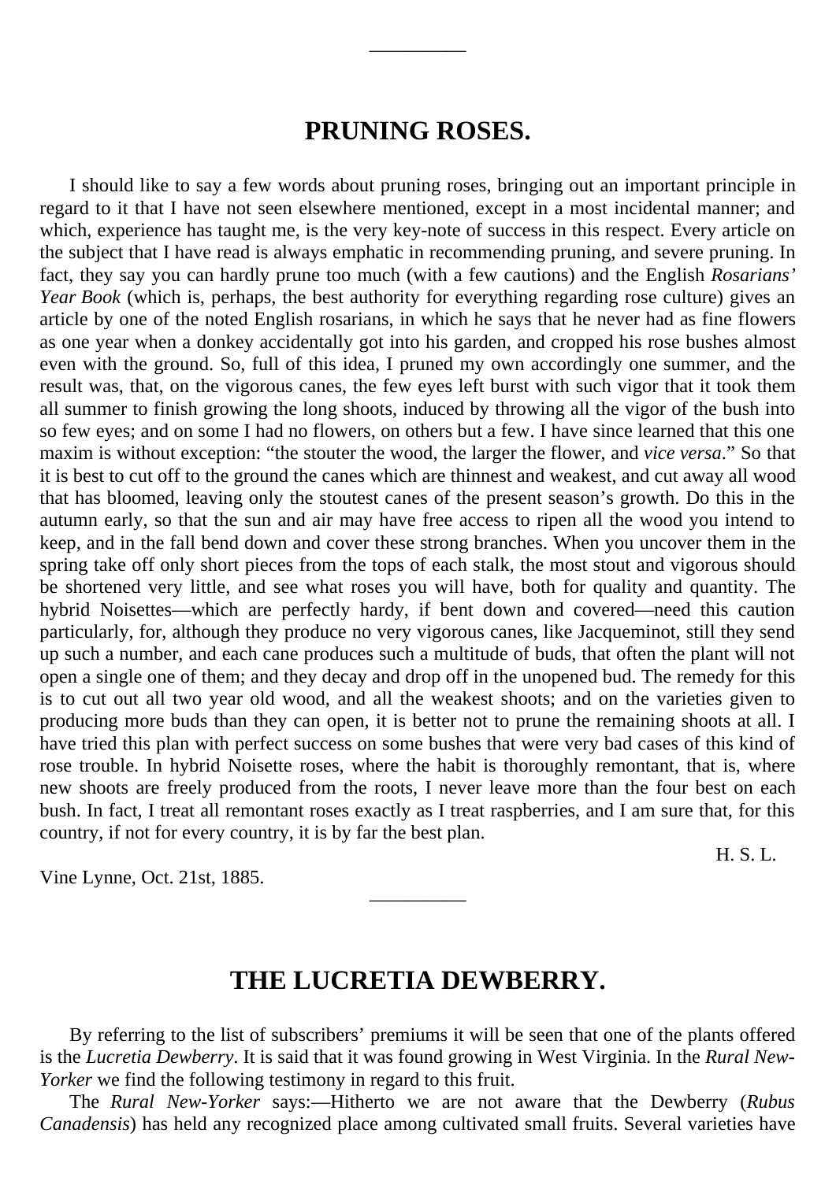---

## PRUNING ROSES.

I should like to say a few words about pruning roses, bringing out an important principle in regard to it that I have not seen elsewhere mentioned, except in a most incidental manner; and which, experience has taught me, is the very key-note of success in this respect. Every article on the subject that I have read is always emphatic in recommending pruning, and severe pruning. In fact, they say you can hardly prune too much (with a few cautions) and the English *Rosarians' Year Book* (which is, perhaps, the best authority for everything regarding rose culture) gives an article by one of the noted English rosarians, in which he says that he never had as fine flowers as one year when a donkey accidentally got into his garden, and cropped his rose bushes almost even with the ground. So, full of this idea, I pruned my own accordingly one summer, and the result was, that, on the vigorous canes, the few eyes left burst with such vigor that it took them all summer to finish growing the long shoots, induced by throwing all the vigor of the bush into so few eyes; and on some I had no flowers, on others but a few. I have since learned that this one maxim is without exception: "the stouter the wood, the larger the flower, and *vice versa*." So that it is best to cut off to the ground the canes which are thinnest and weakest, and cut away all wood that has bloomed, leaving only the stoutest canes of the present season's growth. Do this in the autumn early, so that the sun and air may have free access to ripen all the wood you intend to keep, and in the fall bend down and cover these strong branches. When you uncover them in the spring take off only short pieces from the tops of each stalk, the most stout and vigorous should be shortened very little, and see what roses you will have, both for quality and quantity. The hybrid Noisettes—which are perfectly hardy, if bent down and covered—need this caution particularly, for, although they produce no very vigorous canes, like Jacqueminot, still they send up such a number, and each cane produces such a multitude of buds, that often the plant will not open a single one of them; and they decay and drop off in the unopened bud. The remedy for this is to cut out all two year old wood, and all the weakest shoots; and on the varieties given to producing more buds than they can open, it is better not to prune the remaining shoots at all. I have tried this plan with perfect success on some bushes that were very bad cases of this kind of rose trouble. In hybrid Noisette roses, where the habit is thoroughly remontant, that is, where new shoots are freely produced from the roots, I never leave more than the four best on each bush. In fact, I treat all remontant roses exactly as I treat raspberries, and I am sure that, for this country, if not for every country, it is by far the best plan.

H. S. L.

Vine Lynne, Oct. 21st, 1885.

---

## THE LUCRETIA DEWBERRY.

By referring to the list of subscribers' premiums it will be seen that one of the plants offered is the *Lucretia Dewberry*. It is said that it was found growing in West Virginia. In the *Rural New-Yorker* we find the following testimony in regard to this fruit.

The *Rural New-Yorker* says:—Hitherto we are not aware that the Dewberry (*Rubus Canadensis*) has held any recognized place among cultivated small fruits. Several varieties have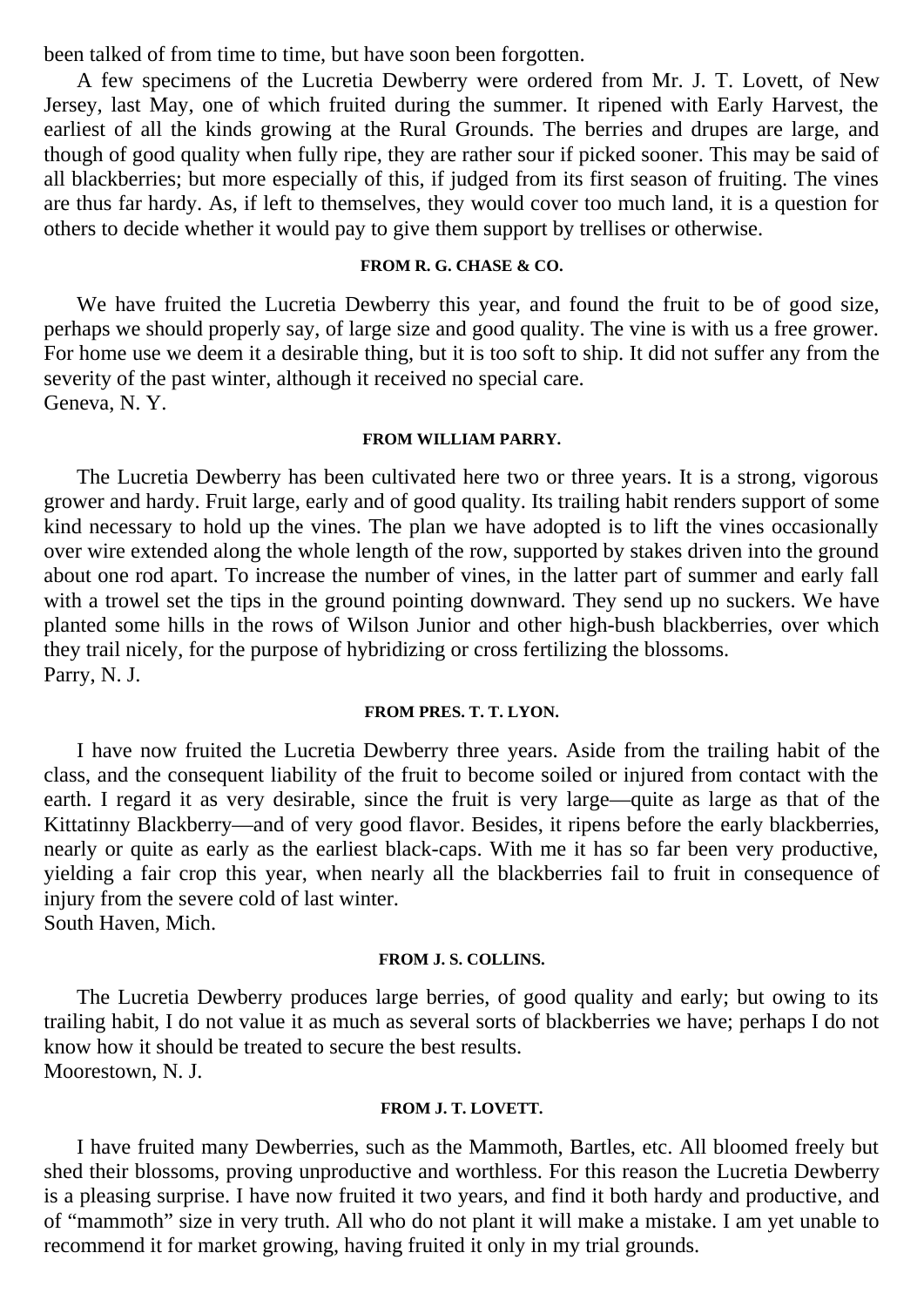been talked of from time to time, but have soon been forgotten.

A few specimens of the Lucretia Dewberry were ordered from Mr. J. T. Lovett, of New Jersey, last May, one of which fruited during the summer. It ripened with Early Harvest, the earliest of all the kinds growing at the Rural Grounds. The berries and drupes are large, and though of good quality when fully ripe, they are rather sour if picked sooner. This may be said of all blackberries; but more especially of this, if judged from its first season of fruiting. The vines are thus far hardy. As, if left to themselves, they would cover too much land, it is a question for others to decide whether it would pay to give them support by trellises or otherwise.

#### FROM R. G. CHASE & CO.

We have fruited the Lucretia Dewberry this year, and found the fruit to be of good size, perhaps we should properly say, of large size and good quality. The vine is with us a free grower. For home use we deem it a desirable thing, but it is too soft to ship. It did not suffer any from the severity of the past winter, although it received no special care.
Geneva, N. Y.

#### FROM WILLIAM PARRY.

The Lucretia Dewberry has been cultivated here two or three years. It is a strong, vigorous grower and hardy. Fruit large, early and of good quality. Its trailing habit renders support of some kind necessary to hold up the vines. The plan we have adopted is to lift the vines occasionally over wire extended along the whole length of the row, supported by stakes driven into the ground about one rod apart. To increase the number of vines, in the latter part of summer and early fall with a trowel set the tips in the ground pointing downward. They send up no suckers. We have planted some hills in the rows of Wilson Junior and other high-bush blackberries, over which they trail nicely, for the purpose of hybridizing or cross fertilizing the blossoms.
Parry, N. J.

#### FROM PRES. T. T. LYON.

I have now fruited the Lucretia Dewberry three years. Aside from the trailing habit of the class, and the consequent liability of the fruit to become soiled or injured from contact with the earth. I regard it as very desirable, since the fruit is very large—quite as large as that of the Kittatinny Blackberry—and of very good flavor. Besides, it ripens before the early blackberries, nearly or quite as early as the earliest black-caps. With me it has so far been very productive, yielding a fair crop this year, when nearly all the blackberries fail to fruit in consequence of injury from the severe cold of last winter.
South Haven, Mich.

#### FROM J. S. COLLINS.

The Lucretia Dewberry produces large berries, of good quality and early; but owing to its trailing habit, I do not value it as much as several sorts of blackberries we have; perhaps I do not know how it should be treated to secure the best results.
Moorestown, N. J.

#### FROM J. T. LOVETT.

I have fruited many Dewberries, such as the Mammoth, Bartles, etc. All bloomed freely but shed their blossoms, proving unproductive and worthless. For this reason the Lucretia Dewberry is a pleasing surprise. I have now fruited it two years, and find it both hardy and productive, and of "mammoth" size in very truth. All who do not plant it will make a mistake. I am yet unable to recommend it for market growing, having fruited it only in my trial grounds.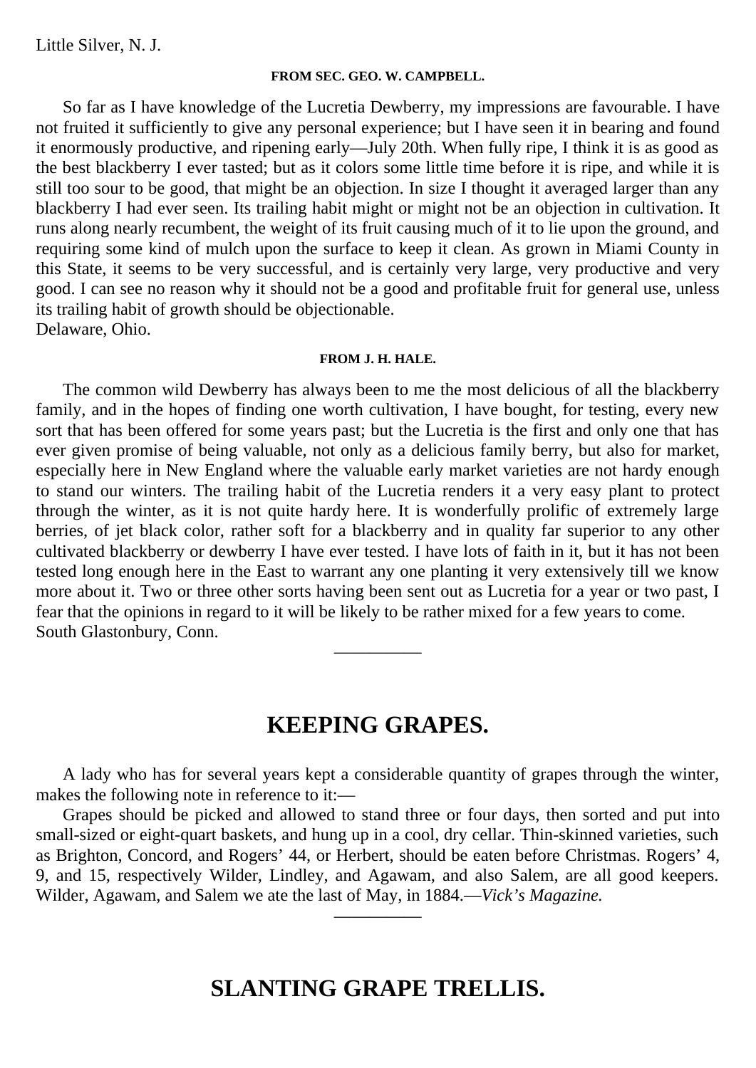Little Silver, N. J.

###### FROM SEC. GEO. W. CAMPBELL.

So far as I have knowledge of the Lucretia Dewberry, my impressions are favourable. I have not fruited it sufficiently to give any personal experience; but I have seen it in bearing and found it enormously productive, and ripening early—July 20th. When fully ripe, I think it is as good as the best blackberry I ever tasted; but as it colors some little time before it is ripe, and while it is still too sour to be good, that might be an objection. In size I thought it averaged larger than any blackberry I had ever seen. Its trailing habit might or might not be an objection in cultivation. It runs along nearly recumbent, the weight of its fruit causing much of it to lie upon the ground, and requiring some kind of mulch upon the surface to keep it clean. As grown in Miami County in this State, it seems to be very successful, and is certainly very large, very productive and very good. I can see no reason why it should not be a good and profitable fruit for general use, unless its trailing habit of growth should be objectionable.
Delaware, Ohio.

###### FROM J. H. HALE.

The common wild Dewberry has always been to me the most delicious of all the blackberry family, and in the hopes of finding one worth cultivation, I have bought, for testing, every new sort that has been offered for some years past; but the Lucretia is the first and only one that has ever given promise of being valuable, not only as a delicious family berry, but also for market, especially here in New England where the valuable early market varieties are not hardy enough to stand our winters. The trailing habit of the Lucretia renders it a very easy plant to protect through the winter, as it is not quite hardy here. It is wonderfully prolific of extremely large berries, of jet black color, rather soft for a blackberry and in quality far superior to any other cultivated blackberry or dewberry I have ever tested. I have lots of faith in it, but it has not been tested long enough here in the East to warrant any one planting it very extensively till we know more about it. Two or three other sorts having been sent out as Lucretia for a year or two past, I fear that the opinions in regard to it will be likely to be rather mixed for a few years to come.
South Glastonbury, Conn.

---

## KEEPING GRAPES.

A lady who has for several years kept a considerable quantity of grapes through the winter, makes the following note in reference to it:—

Grapes should be picked and allowed to stand three or four days, then sorted and put into small-sized or eight-quart baskets, and hung up in a cool, dry cellar. Thin-skinned varieties, such as Brighton, Concord, and Rogers' 44, or Herbert, should be eaten before Christmas. Rogers' 4, 9, and 15, respectively Wilder, Lindley, and Agawam, and also Salem, are all good keepers. Wilder, Agawam, and Salem we ate the last of May, in 1884.—*Vick's Magazine.*

---

## SLANTING GRAPE TRELLIS.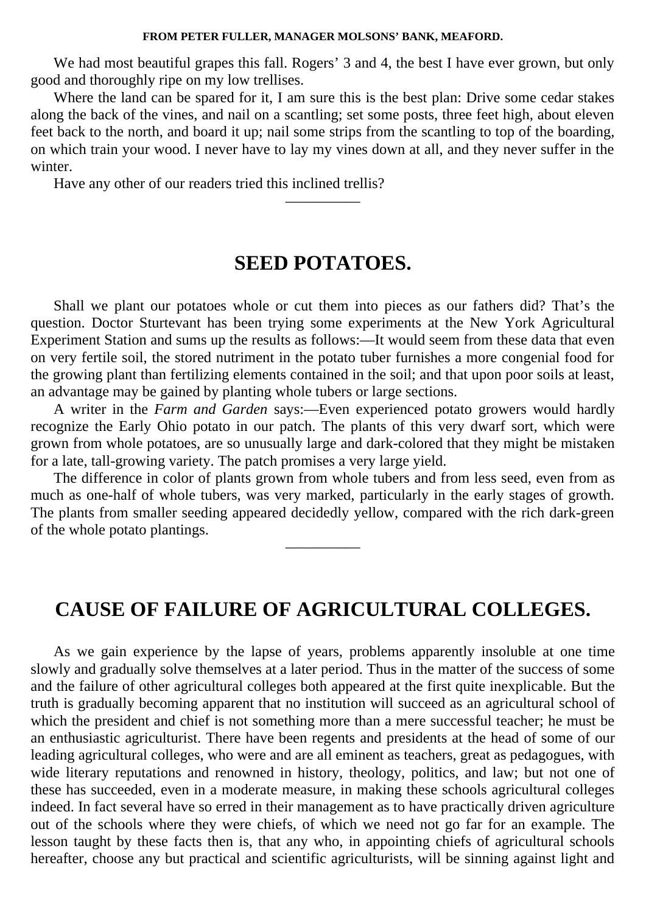**FROM PETER FULLER, MANAGER MOLSONS' BANK, MEAFORD.**

We had most beautiful grapes this fall. Rogers' 3 and 4, the best I have ever grown, but only good and thoroughly ripe on my low trellises.

Where the land can be spared for it, I am sure this is the best plan: Drive some cedar stakes along the back of the vines, and nail on a scantling; set some posts, three feet high, about eleven feet back to the north, and board it up; nail some strips from the scantling to top of the boarding, on which train your wood. I never have to lay my vines down at all, and they never suffer in the winter.

Have any other of our readers tried this inclined trellis?

---

## SEED POTATOES.

Shall we plant our potatoes whole or cut them into pieces as our fathers did? That's the question. Doctor Sturtevant has been trying some experiments at the New York Agricultural Experiment Station and sums up the results as follows:—It would seem from these data that even on very fertile soil, the stored nutriment in the potato tuber furnishes a more congenial food for the growing plant than fertilizing elements contained in the soil; and that upon poor soils at least, an advantage may be gained by planting whole tubers or large sections.

A writer in the *Farm and Garden* says:—Even experienced potato growers would hardly recognize the Early Ohio potato in our patch. The plants of this very dwarf sort, which were grown from whole potatoes, are so unusually large and dark-colored that they might be mistaken for a late, tall-growing variety. The patch promises a very large yield.

The difference in color of plants grown from whole tubers and from less seed, even from as much as one-half of whole tubers, was very marked, particularly in the early stages of growth. The plants from smaller seeding appeared decidedly yellow, compared with the rich dark-green of the whole potato plantings.

---

## CAUSE OF FAILURE OF AGRICULTURAL COLLEGES.

As we gain experience by the lapse of years, problems apparently insoluble at one time slowly and gradually solve themselves at a later period. Thus in the matter of the success of some and the failure of other agricultural colleges both appeared at the first quite inexplicable. But the truth is gradually becoming apparent that no institution will succeed as an agricultural school of which the president and chief is not something more than a mere successful teacher; he must be an enthusiastic agriculturist. There have been regents and presidents at the head of some of our leading agricultural colleges, who were and are all eminent as teachers, great as pedagogues, with wide literary reputations and renowned in history, theology, politics, and law; but not one of these has succeeded, even in a moderate measure, in making these schools agricultural colleges indeed. In fact several have so erred in their management as to have practically driven agriculture out of the schools where they were chiefs, of which we need not go far for an example. The lesson taught by these facts then is, that any who, in appointing chiefs of agricultural schools hereafter, choose any but practical and scientific agriculturists, will be sinning against light and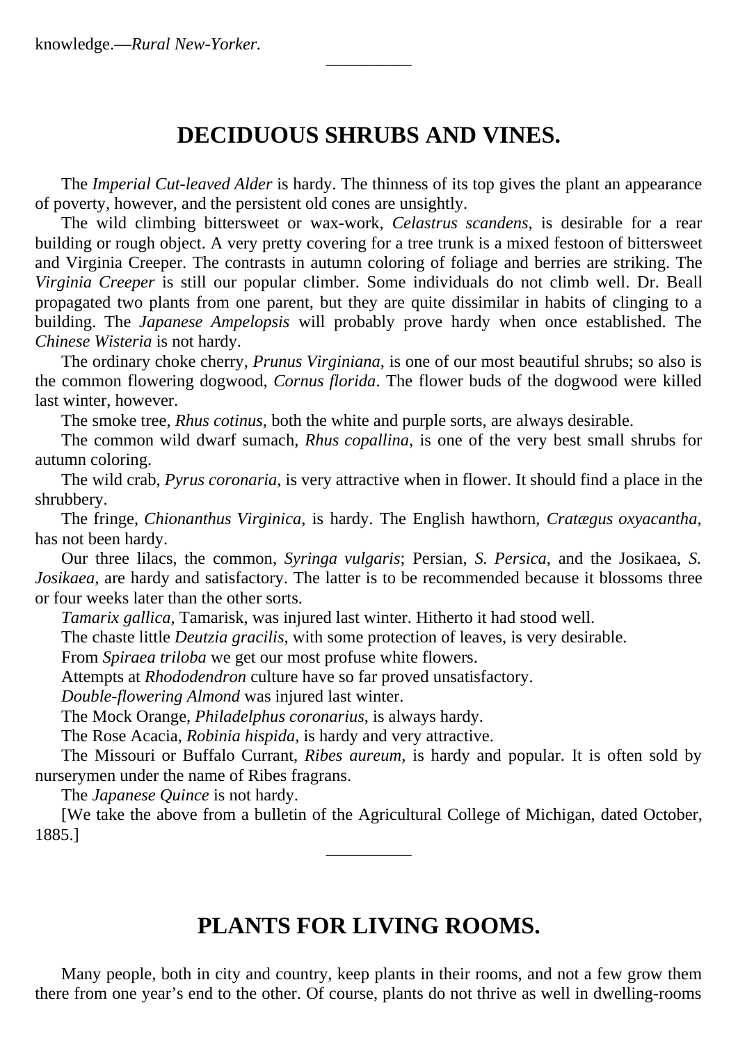knowledge.—*Rural New-Yorker.*

---

## DECIDUOUS SHRUBS AND VINES.

The *Imperial Cut-leaved Alder* is hardy. The thinness of its top gives the plant an appearance of poverty, however, and the persistent old cones are unsightly.

The wild climbing bittersweet or wax-work, *Celastrus scandens*, is desirable for a rear building or rough object. A very pretty covering for a tree trunk is a mixed festoon of bittersweet and Virginia Creeper. The contrasts in autumn coloring of foliage and berries are striking. The *Virginia Creeper* is still our popular climber. Some individuals do not climb well. Dr. Beall propagated two plants from one parent, but they are quite dissimilar in habits of clinging to a building. The *Japanese Ampelopsis* will probably prove hardy when once established. The *Chinese Wisteria* is not hardy.

The ordinary choke cherry, *Prunus Virginiana*, is one of our most beautiful shrubs; so also is the common flowering dogwood, *Cornus florida*. The flower buds of the dogwood were killed last winter, however.

The smoke tree, *Rhus cotinus*, both the white and purple sorts, are always desirable.

The common wild dwarf sumach, *Rhus copallina*, is one of the very best small shrubs for autumn coloring.

The wild crab, *Pyrus coronaria*, is very attractive when in flower. It should find a place in the shrubbery.

The fringe, *Chionanthus Virginica*, is hardy. The English hawthorn, *Cratægus oxyacantha*, has not been hardy.

Our three lilacs, the common, *Syringa vulgaris*; Persian, *S. Persica*, and the Josikaea, *S. Josikaea*, are hardy and satisfactory. The latter is to be recommended because it blossoms three or four weeks later than the other sorts.

*Tamarix gallica*, Tamarisk, was injured last winter. Hitherto it had stood well.

The chaste little *Deutzia gracilis*, with some protection of leaves, is very desirable.

From *Spiraea triloba* we get our most profuse white flowers.

Attempts at *Rhododendron* culture have so far proved unsatisfactory.

*Double-flowering Almond* was injured last winter.

The Mock Orange, *Philadelphus coronarius*, is always hardy.

The Rose Acacia, *Robinia hispida*, is hardy and very attractive.

The Missouri or Buffalo Currant, *Ribes aureum*, is hardy and popular. It is often sold by nurserymen under the name of Ribes fragrans.

The *Japanese Quince* is not hardy.

[We take the above from a bulletin of the Agricultural College of Michigan, dated October, 1885.]

---

## PLANTS FOR LIVING ROOMS.

Many people, both in city and country, keep plants in their rooms, and not a few grow them there from one year's end to the other. Of course, plants do not thrive as well in dwelling-rooms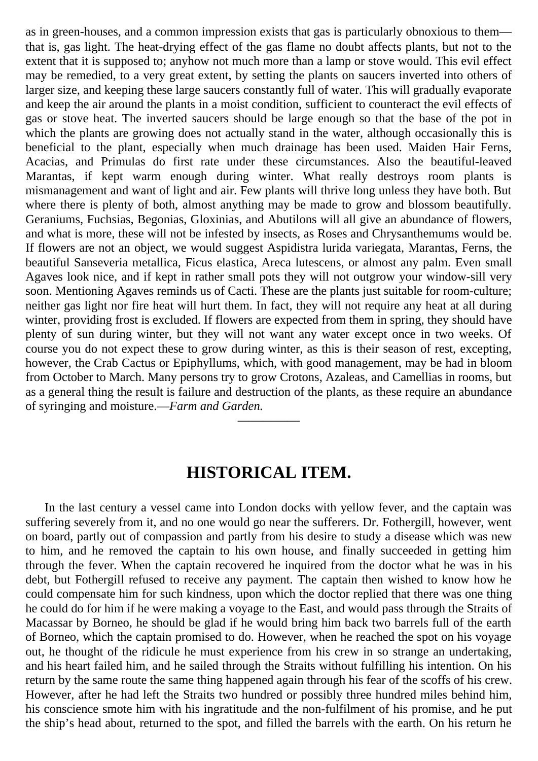as in green-houses, and a common impression exists that gas is particularly obnoxious to them—that is, gas light. The heat-drying effect of the gas flame no doubt affects plants, but not to the extent that it is supposed to; anyhow not much more than a lamp or stove would. This evil effect may be remedied, to a very great extent, by setting the plants on saucers inverted into others of larger size, and keeping these large saucers constantly full of water. This will gradually evaporate and keep the air around the plants in a moist condition, sufficient to counteract the evil effects of gas or stove heat. The inverted saucers should be large enough so that the base of the pot in which the plants are growing does not actually stand in the water, although occasionally this is beneficial to the plant, especially when much drainage has been used. Maiden Hair Ferns, Acacias, and Primulas do first rate under these circumstances. Also the beautiful-leaved Marantas, if kept warm enough during winter. What really destroys room plants is mismanagement and want of light and air. Few plants will thrive long unless they have both. But where there is plenty of both, almost anything may be made to grow and blossom beautifully. Geraniums, Fuchsias, Begonias, Gloxinias, and Abutilons will all give an abundance of flowers, and what is more, these will not be infested by insects, as Roses and Chrysanthemums would be. If flowers are not an object, we would suggest Aspidistra lurida variegata, Marantas, Ferns, the beautiful Sanseveria metallica, Ficus elastica, Areca lutescens, or almost any palm. Even small Agaves look nice, and if kept in rather small pots they will not outgrow your window-sill very soon. Mentioning Agaves reminds us of Cacti. These are the plants just suitable for room-culture; neither gas light nor fire heat will hurt them. In fact, they will not require any heat at all during winter, providing frost is excluded. If flowers are expected from them in spring, they should have plenty of sun during winter, but they will not want any water except once in two weeks. Of course you do not expect these to grow during winter, as this is their season of rest, excepting, however, the Crab Cactus or Epiphyllums, which, with good management, may be had in bloom from October to March. Many persons try to grow Crotons, Azaleas, and Camellias in rooms, but as a general thing the result is failure and destruction of the plants, as these require an abundance of syringing and moisture.—*Farm and Garden.*

---

## HISTORICAL ITEM.

In the last century a vessel came into London docks with yellow fever, and the captain was suffering severely from it, and no one would go near the sufferers. Dr. Fothergill, however, went on board, partly out of compassion and partly from his desire to study a disease which was new to him, and he removed the captain to his own house, and finally succeeded in getting him through the fever. When the captain recovered he inquired from the doctor what he was in his debt, but Fothergill refused to receive any payment. The captain then wished to know how he could compensate him for such kindness, upon which the doctor replied that there was one thing he could do for him if he were making a voyage to the East, and would pass through the Straits of Macassar by Borneo, he should be glad if he would bring him back two barrels full of the earth of Borneo, which the captain promised to do. However, when he reached the spot on his voyage out, he thought of the ridicule he must experience from his crew in so strange an undertaking, and his heart failed him, and he sailed through the Straits without fulfilling his intention. On his return by the same route the same thing happened again through his fear of the scoffs of his crew. However, after he had left the Straits two hundred or possibly three hundred miles behind him, his conscience smote him with his ingratitude and the non-fulfilment of his promise, and he put the ship's head about, returned to the spot, and filled the barrels with the earth. On his return he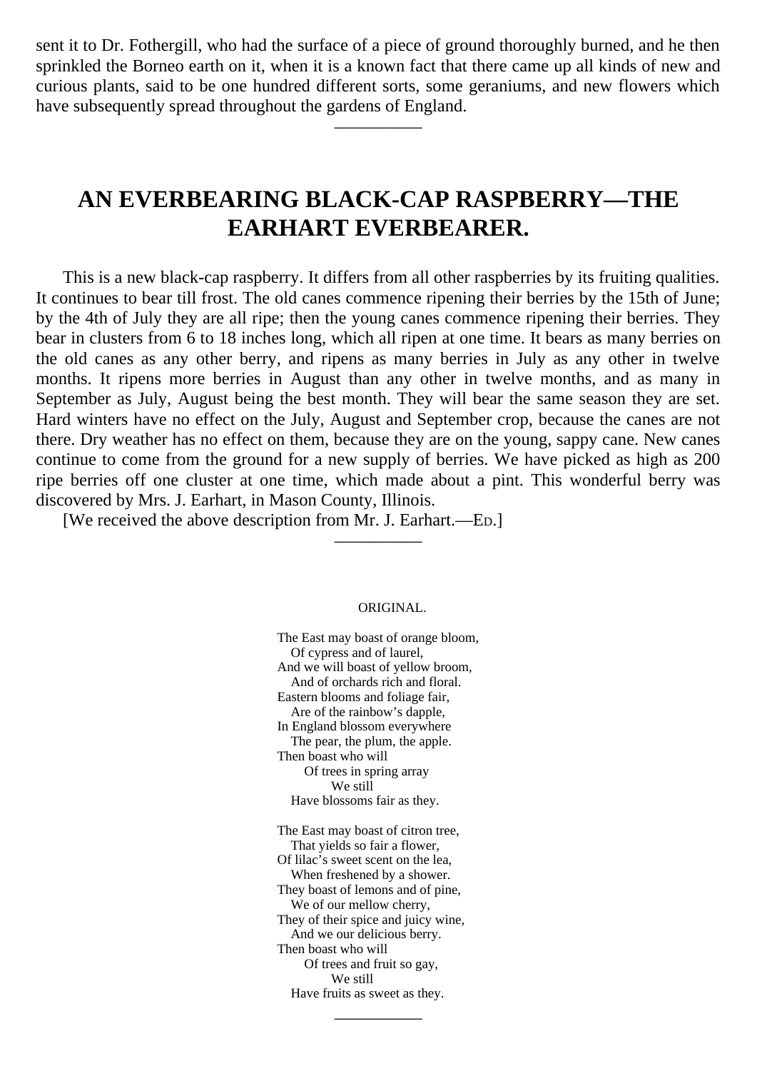sent it to Dr. Fothergill, who had the surface of a piece of ground thoroughly burned, and he then sprinkled the Borneo earth on it, when it is a known fact that there came up all kinds of new and curious plants, said to be one hundred different sorts, some geraniums, and new flowers which have subsequently spread throughout the gardens of England.

---

## AN EVERBEARING BLACK-CAP RASPBERRY—THE EARHART EVERBEARER.

This is a new black-cap raspberry. It differs from all other raspberries by its fruiting qualities. It continues to bear till frost. The old canes commence ripening their berries by the 15th of June; by the 4th of July they are all ripe; then the young canes commence ripening their berries. They bear in clusters from 6 to 18 inches long, which all ripen at one time. It bears as many berries on the old canes as any other berry, and ripens as many berries in July as any other in twelve months. It ripens more berries in August than any other in twelve months, and as many in September as July, August being the best month. They will bear the same season they are set. Hard winters have no effect on the July, August and September crop, because the canes are not there. Dry weather has no effect on them, because they are on the young, sappy cane. New canes continue to come from the ground for a new supply of berries. We have picked as high as 200 ripe berries off one cluster at one time, which made about a pint. This wonderful berry was discovered by Mrs. J. Earhart, in Mason County, Illinois.

[We received the above description from Mr. J. Earhart.—ED.]

---

ORIGINAL.

The East may boast of orange bloom,
Of cypress and of laurel,
And we will boast of yellow broom,
And of orchards rich and floral.
Eastern blooms and foliage fair,
Are of the rainbow's dapple,
In England blossom everywhere
The pear, the plum, the apple.
Then boast who will
Of trees in spring array
We still
Have blossoms fair as they.

The East may boast of citron tree,
That yields so fair a flower,
Of lilac's sweet scent on the lea,
When freshened by a shower.
They boast of lemons and of pine,
We of our mellow cherry,
They of their spice and juicy wine,
And we our delicious berry.
Then boast who will
Of trees and fruit so gay,
We still
Have fruits as sweet as they.

---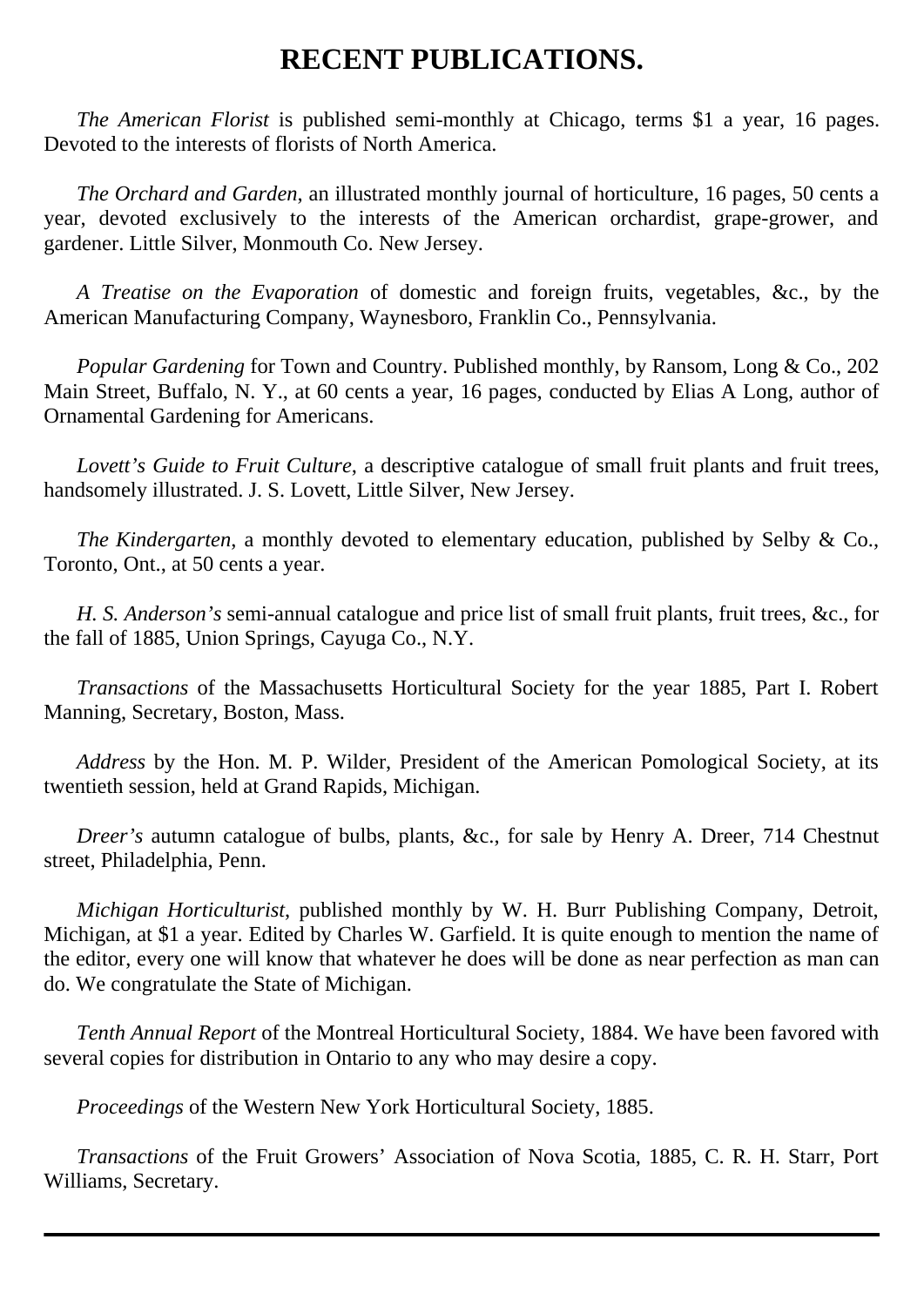# RECENT PUBLICATIONS.

*The American Florist* is published semi-monthly at Chicago, terms $1 a year, 16 pages. Devoted to the interests of florists of North America.

*The Orchard and Garden*, an illustrated monthly journal of horticulture, 16 pages, 50 cents a year, devoted exclusively to the interests of the American orchardist, grape-grower, and gardener. Little Silver, Monmouth Co. New Jersey.

*A Treatise on the Evaporation* of domestic and foreign fruits, vegetables, &c., by the American Manufacturing Company, Waynesboro, Franklin Co., Pennsylvania.

*Popular Gardening* for Town and Country. Published monthly, by Ransom, Long & Co., 202 Main Street, Buffalo, N. Y., at 60 cents a year, 16 pages, conducted by Elias A Long, author of Ornamental Gardening for Americans.

*Lovett's Guide to Fruit Culture*, a descriptive catalogue of small fruit plants and fruit trees, handsomely illustrated. J. S. Lovett, Little Silver, New Jersey.

*The Kindergarten*, a monthly devoted to elementary education, published by Selby & Co., Toronto, Ont., at 50 cents a year.

*H. S. Anderson's* semi-annual catalogue and price list of small fruit plants, fruit trees, &c., for the fall of 1885, Union Springs, Cayuga Co., N.Y.

*Transactions* of the Massachusetts Horticultural Society for the year 1885, Part I. Robert Manning, Secretary, Boston, Mass.

*Address* by the Hon. M. P. Wilder, President of the American Pomological Society, at its twentieth session, held at Grand Rapids, Michigan.

*Dreer's* autumn catalogue of bulbs, plants, &c., for sale by Henry A. Dreer, 714 Chestnut street, Philadelphia, Penn.

*Michigan Horticulturist*, published monthly by W. H. Burr Publishing Company, Detroit, Michigan, at $1 a year. Edited by Charles W. Garfield. It is quite enough to mention the name of the editor, every one will know that whatever he does will be done as near perfection as man can do. We congratulate the State of Michigan.

*Tenth Annual Report* of the Montreal Horticultural Society, 1884. We have been favored with several copies for distribution in Ontario to any who may desire a copy.

*Proceedings* of the Western New York Horticultural Society, 1885.

*Transactions* of the Fruit Growers' Association of Nova Scotia, 1885, C. R. H. Starr, Port Williams, Secretary.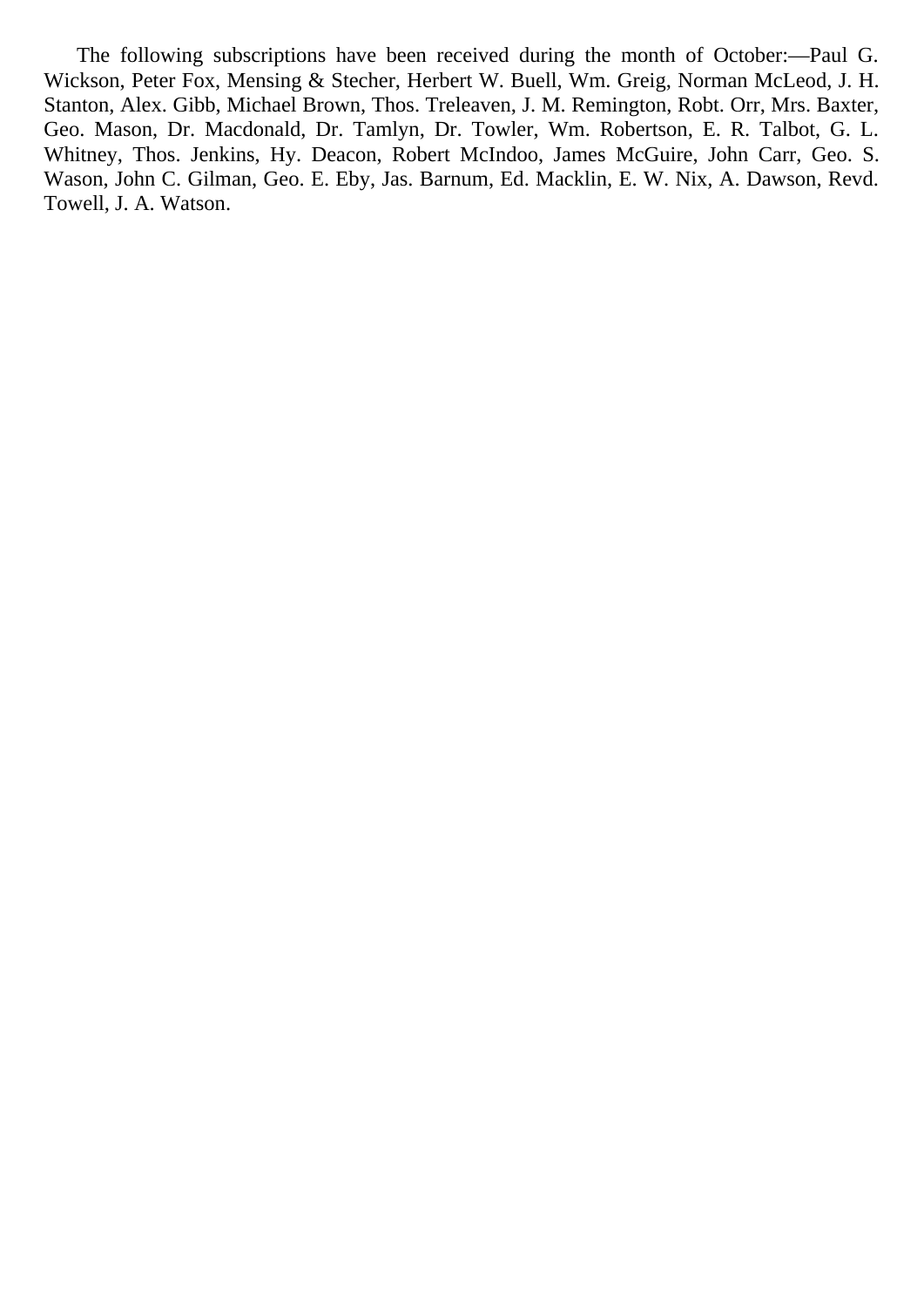The following subscriptions have been received during the month of October:—Paul G. Wickson, Peter Fox, Mensing & Stecher, Herbert W. Buell, Wm. Greig, Norman McLeod, J. H. Stanton, Alex. Gibb, Michael Brown, Thos. Treleaven, J. M. Remington, Robt. Orr, Mrs. Baxter, Geo. Mason, Dr. Macdonald, Dr. Tamlyn, Dr. Towler, Wm. Robertson, E. R. Talbot, G. L. Whitney, Thos. Jenkins, Hy. Deacon, Robert McIndoo, James McGuire, John Carr, Geo. S. Wason, John C. Gilman, Geo. E. Eby, Jas. Barnum, Ed. Macklin, E. W. Nix, A. Dawson, Revd. Towell, J. A. Watson.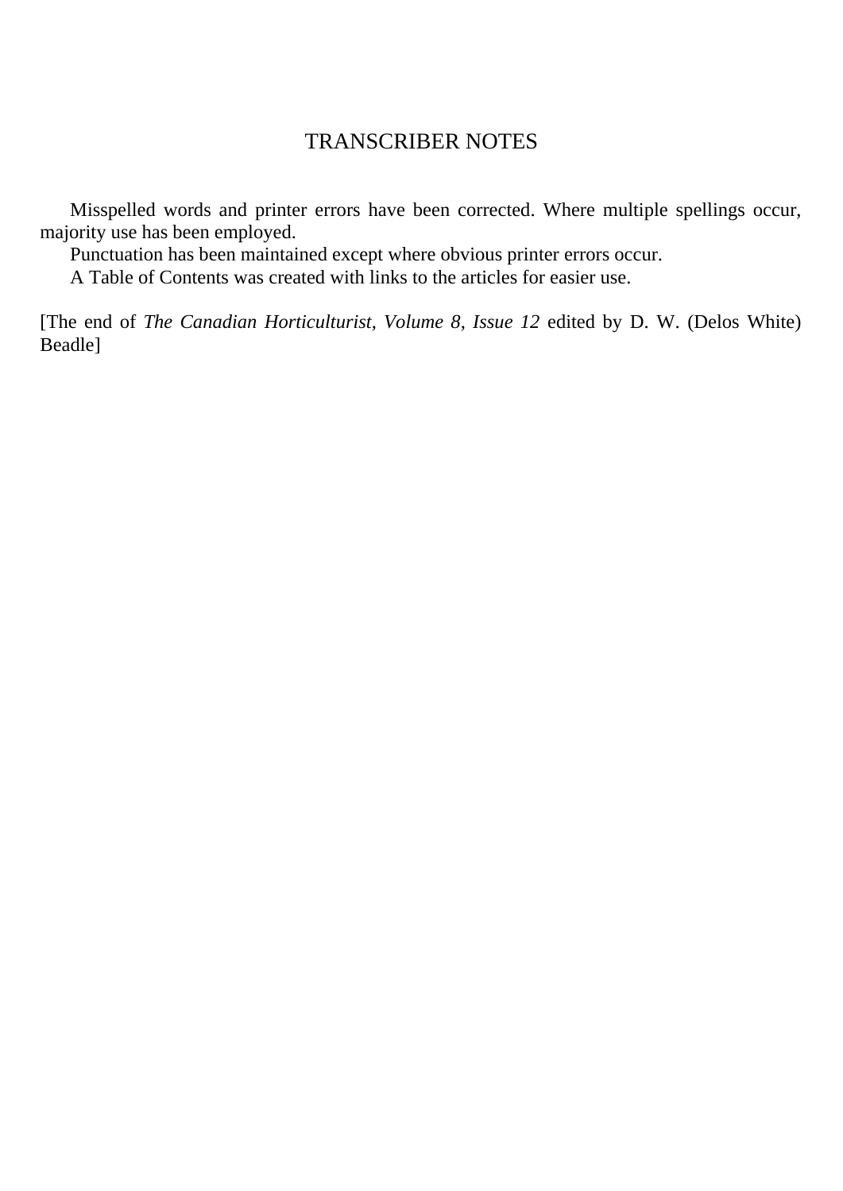# TRANSCRIBER NOTES

Misspelled words and printer errors have been corrected. Where multiple spellings occur, majority use has been employed.

Punctuation has been maintained except where obvious printer errors occur.

A Table of Contents was created with links to the articles for easier use.

[The end of *The Canadian Horticulturist, Volume 8, Issue 12* edited by D. W. (Delos White) Beadle]